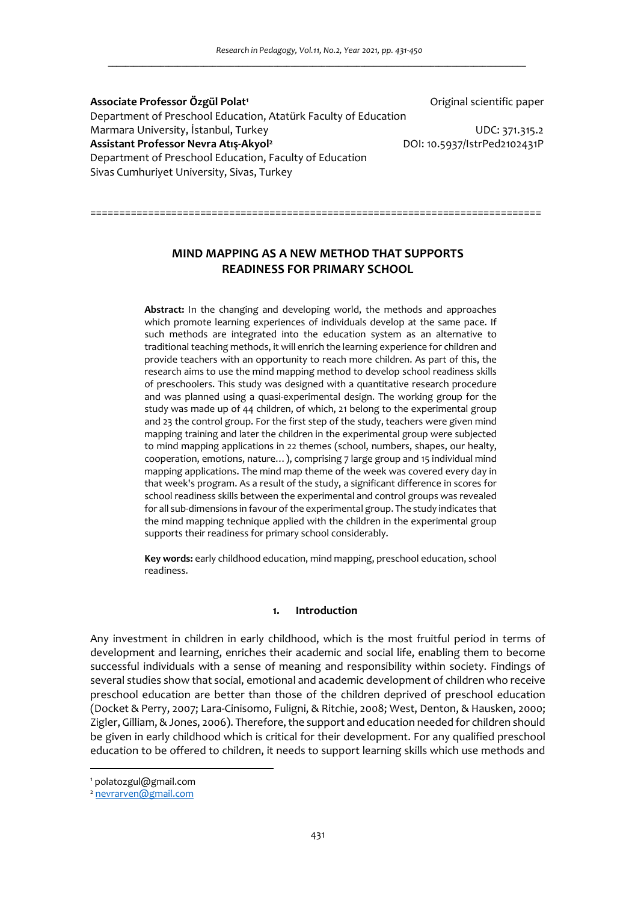**Associate Professor Özgül Polat**[1]
Department of Preschool Education, Atatürk Faculty of Education
Marmara University, İstanbul, Turkey
**Assistant Professor Nevra Atış-Akyol**[2]
Department of Preschool Education, Faculty of Education
Sivas Cumhuriyet University, Sivas, Turkey

Original scientific paper
UDC: 371.315.2
DOI: 10.5937/IstrPed2102431P

# MIND MAPPING AS A NEW METHOD THAT SUPPORTS READINESS FOR PRIMARY SCHOOL

**Abstract:** In the changing and developing world, the methods and approaches which promote learning experiences of individuals develop at the same pace. If such methods are integrated into the education system as an alternative to traditional teaching methods, it will enrich the learning experience for children and provide teachers with an opportunity to reach more children. As part of this, the research aims to use the mind mapping method to develop school readiness skills of preschoolers. This study was designed with a quantitative research procedure and was planned using a quasi-experimental design. The working group for the study was made up of 44 children, of which, 21 belong to the experimental group and 23 the control group. For the first step of the study, teachers were given mind mapping training and later the children in the experimental group were subjected to mind mapping applications in 22 themes (school, numbers, shapes, our healty, cooperation, emotions, nature…), comprising 7 large group and 15 individual mind mapping applications. The mind map theme of the week was covered every day in that week's program. As a result of the study, a significant difference in scores for school readiness skills between the experimental and control groups was revealed for all sub-dimensions in favour of the experimental group. The study indicates that the mind mapping technique applied with the children in the experimental group supports their readiness for primary school considerably.

**Key words:** early childhood education, mind mapping, preschool education, school readiness.

## 1. Introduction

Any investment in children in early childhood, which is the most fruitful period in terms of development and learning, enriches their academic and social life, enabling them to become successful individuals with a sense of meaning and responsibility within society. Findings of several studies show that social, emotional and academic development of children who receive preschool education are better than those of the children deprived of preschool education (Docket & Perry, 2007; Lara-Cinisomo, Fuligni, & Ritchie, 2008; West, Denton, & Hausken, 2000; Zigler, Gilliam, & Jones, 2006). Therefore, the support and education needed for children should be given in early childhood which is critical for their development. For any qualified preschool education to be offered to children, it needs to support learning skills which use methods and

[1] polatozgul@gmail.com
[2] nevrarven@gmail.com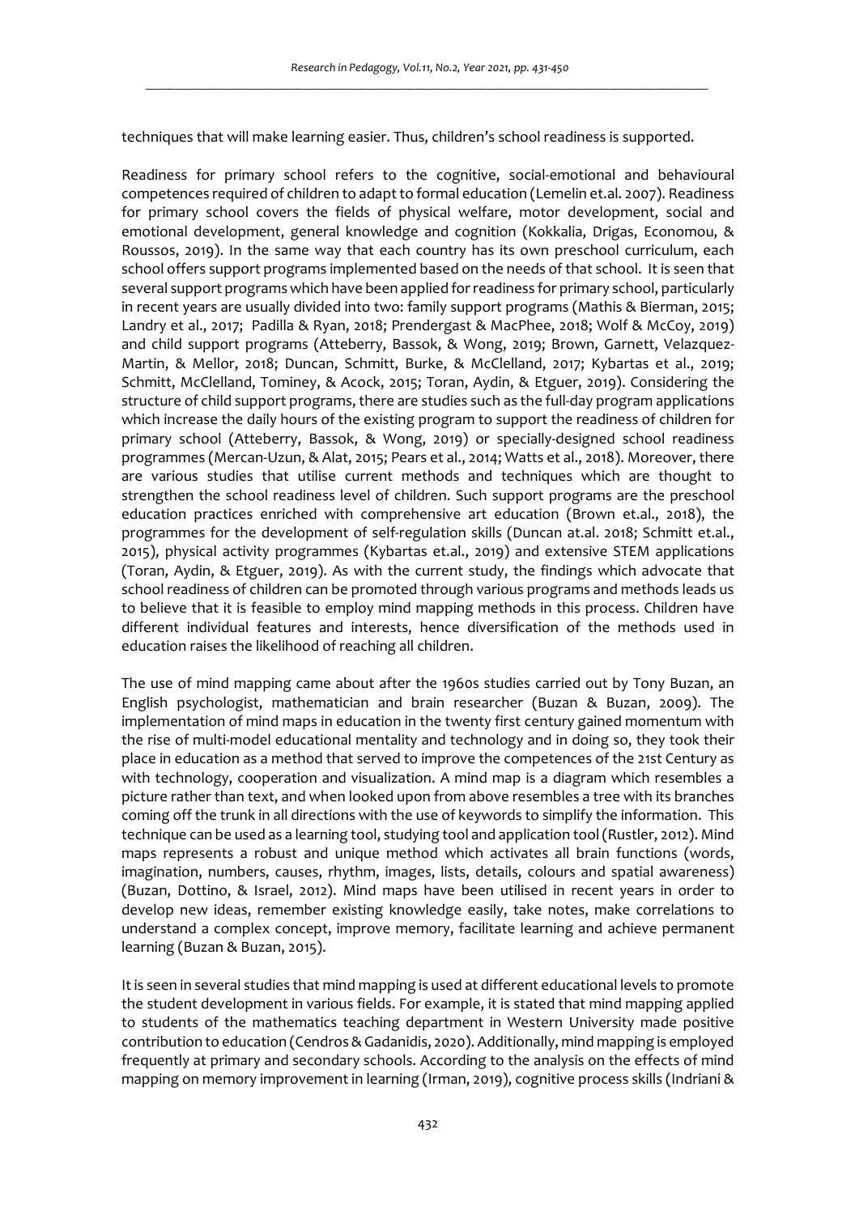techniques that will make learning easier. Thus, children's school readiness is supported.

Readiness for primary school refers to the cognitive, social-emotional and behavioural competences required of children to adapt to formal education (Lemelin et.al. 2007). Readiness for primary school covers the fields of physical welfare, motor development, social and emotional development, general knowledge and cognition (Kokkalia, Drigas, Economou, & Roussos, 2019). In the same way that each country has its own preschool curriculum, each school offers support programs implemented based on the needs of that school. It is seen that several support programs which have been applied for readiness for primary school, particularly in recent years are usually divided into two: family support programs (Mathis & Bierman, 2015; Landry et al., 2017; Padilla & Ryan, 2018; Prendergast & MacPhee, 2018; Wolf & McCoy, 2019) and child support programs (Atteberry, Bassok, & Wong, 2019; Brown, Garnett, Velazquez-Martin, & Mellor, 2018; Duncan, Schmitt, Burke, & McClelland, 2017; Kybartas et al., 2019; Schmitt, McClelland, Tominey, & Acock, 2015; Toran, Aydin, & Etguer, 2019). Considering the structure of child support programs, there are studies such as the full-day program applications which increase the daily hours of the existing program to support the readiness of children for primary school (Atteberry, Bassok, & Wong, 2019) or specially-designed school readiness programmes (Mercan-Uzun, & Alat, 2015; Pears et al., 2014; Watts et al., 2018). Moreover, there are various studies that utilise current methods and techniques which are thought to strengthen the school readiness level of children. Such support programs are the preschool education practices enriched with comprehensive art education (Brown et.al., 2018), the programmes for the development of self-regulation skills (Duncan at.al. 2018; Schmitt et.al., 2015), physical activity programmes (Kybartas et.al., 2019) and extensive STEM applications (Toran, Aydin, & Etguer, 2019). As with the current study, the findings which advocate that school readiness of children can be promoted through various programs and methods leads us to believe that it is feasible to employ mind mapping methods in this process. Children have different individual features and interests, hence diversification of the methods used in education raises the likelihood of reaching all children.

The use of mind mapping came about after the 1960s studies carried out by Tony Buzan, an English psychologist, mathematician and brain researcher (Buzan & Buzan, 2009). The implementation of mind maps in education in the twenty first century gained momentum with the rise of multi-model educational mentality and technology and in doing so, they took their place in education as a method that served to improve the competences of the 21st Century as with technology, cooperation and visualization. A mind map is a diagram which resembles a picture rather than text, and when looked upon from above resembles a tree with its branches coming off the trunk in all directions with the use of keywords to simplify the information. This technique can be used as a learning tool, studying tool and application tool (Rustler, 2012). Mind maps represents a robust and unique method which activates all brain functions (words, imagination, numbers, causes, rhythm, images, lists, details, colours and spatial awareness) (Buzan, Dottino, & Israel, 2012). Mind maps have been utilised in recent years in order to develop new ideas, remember existing knowledge easily, take notes, make correlations to understand a complex concept, improve memory, facilitate learning and achieve permanent learning (Buzan & Buzan, 2015).

It is seen in several studies that mind mapping is used at different educational levels to promote the student development in various fields. For example, it is stated that mind mapping applied to students of the mathematics teaching department in Western University made positive contribution to education (Cendros & Gadanidis, 2020). Additionally, mind mapping is employed frequently at primary and secondary schools. According to the analysis on the effects of mind mapping on memory improvement in learning (Irman, 2019), cognitive process skills (Indriani &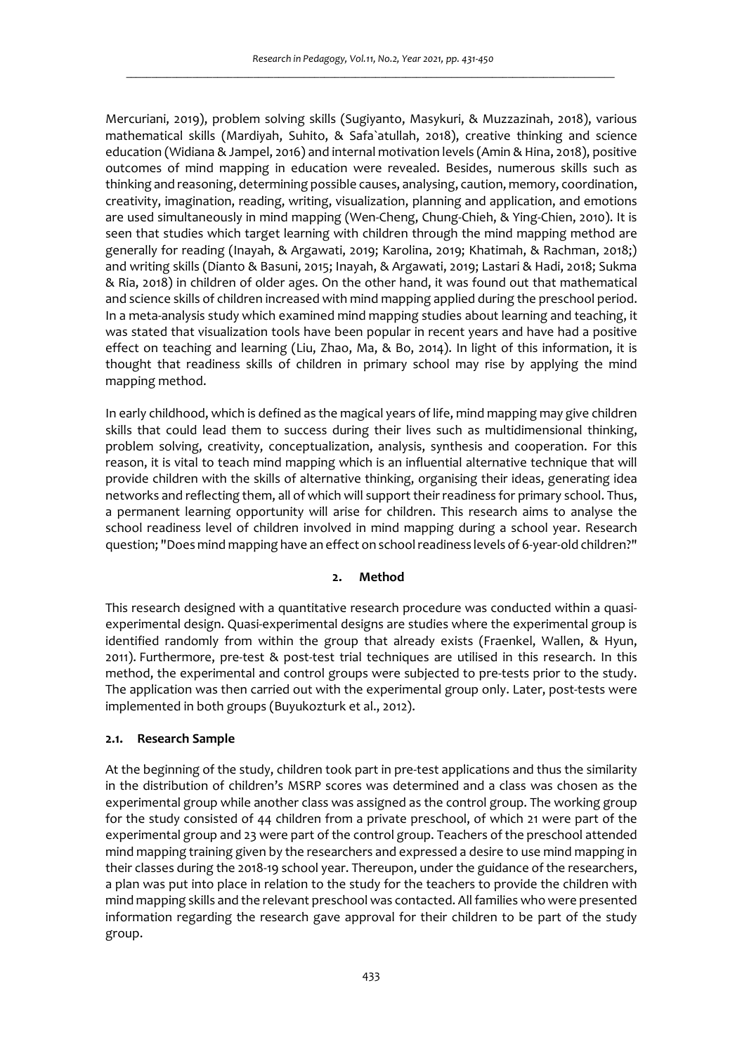Mercuriani, 2019), problem solving skills (Sugiyanto, Masykuri, & Muzzazinah, 2018), various mathematical skills (Mardiyah, Suhito, & Safa`atullah, 2018), creative thinking and science education (Widiana & Jampel, 2016) and internal motivation levels (Amin & Hina, 2018), positive outcomes of mind mapping in education were revealed. Besides, numerous skills such as thinking and reasoning, determining possible causes, analysing, caution, memory, coordination, creativity, imagination, reading, writing, visualization, planning and application, and emotions are used simultaneously in mind mapping (Wen-Cheng, Chung-Chieh, & Ying-Chien, 2010). It is seen that studies which target learning with children through the mind mapping method are generally for reading (Inayah, & Argawati, 2019; Karolina, 2019; Khatimah, & Rachman, 2018;) and writing skills (Dianto & Basuni, 2015; Inayah, & Argawati, 2019; Lastari & Hadi, 2018; Sukma & Ria, 2018) in children of older ages. On the other hand, it was found out that mathematical and science skills of children increased with mind mapping applied during the preschool period. In a meta-analysis study which examined mind mapping studies about learning and teaching, it was stated that visualization tools have been popular in recent years and have had a positive effect on teaching and learning (Liu, Zhao, Ma, & Bo, 2014). In light of this information, it is thought that readiness skills of children in primary school may rise by applying the mind mapping method.

In early childhood, which is defined as the magical years of life, mind mapping may give children skills that could lead them to success during their lives such as multidimensional thinking, problem solving, creativity, conceptualization, analysis, synthesis and cooperation. For this reason, it is vital to teach mind mapping which is an influential alternative technique that will provide children with the skills of alternative thinking, organising their ideas, generating idea networks and reflecting them, all of which will support their readiness for primary school. Thus, a permanent learning opportunity will arise for children. This research aims to analyse the school readiness level of children involved in mind mapping during a school year. Research question; "Does mind mapping have an effect on school readiness levels of 6-year-old children?"

## 2. Method

This research designed with a quantitative research procedure was conducted within a quasi-experimental design. Quasi-experimental designs are studies where the experimental group is identified randomly from within the group that already exists (Fraenkel, Wallen, & Hyun, 2011). Furthermore, pre-test & post-test trial techniques are utilised in this research. In this method, the experimental and control groups were subjected to pre-tests prior to the study. The application was then carried out with the experimental group only. Later, post-tests were implemented in both groups (Buyukozturk et al., 2012).

### 2.1. Research Sample

At the beginning of the study, children took part in pre-test applications and thus the similarity in the distribution of children's MSRP scores was determined and a class was chosen as the experimental group while another class was assigned as the control group. The working group for the study consisted of 44 children from a private preschool, of which 21 were part of the experimental group and 23 were part of the control group. Teachers of the preschool attended mind mapping training given by the researchers and expressed a desire to use mind mapping in their classes during the 2018-19 school year. Thereupon, under the guidance of the researchers, a plan was put into place in relation to the study for the teachers to provide the children with mind mapping skills and the relevant preschool was contacted. All families who were presented information regarding the research gave approval for their children to be part of the study group.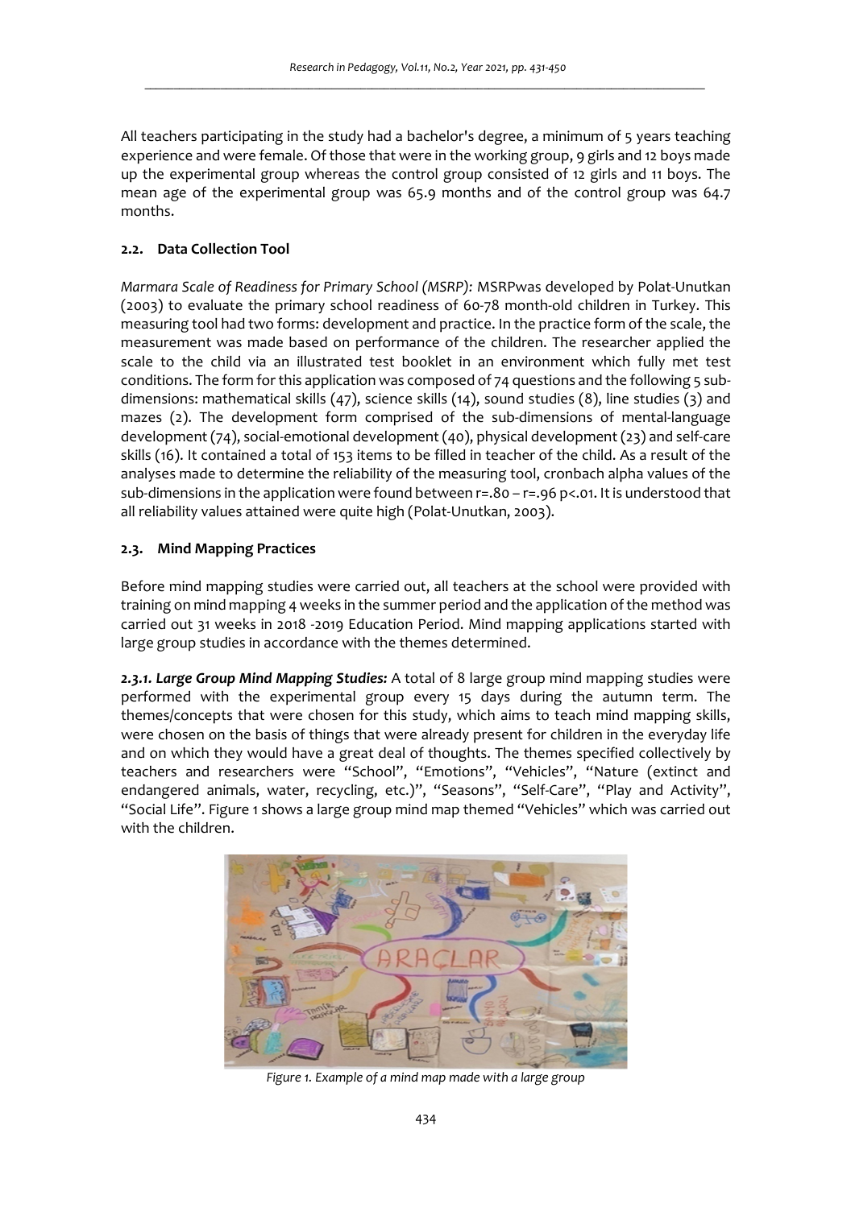All teachers participating in the study had a bachelor's degree, a minimum of 5 years teaching experience and were female. Of those that were in the working group, 9 girls and 12 boys made up the experimental group whereas the control group consisted of 12 girls and 11 boys. The mean age of the experimental group was 65.9 months and of the control group was 64.7 months.

### 2.2. Data Collection Tool

*Marmara Scale of Readiness for Primary School (MSRP):* MSRPwas developed by Polat-Unutkan (2003) to evaluate the primary school readiness of 60-78 month-old children in Turkey. This measuring tool had two forms: development and practice. In the practice form of the scale, the measurement was made based on performance of the children. The researcher applied the scale to the child via an illustrated test booklet in an environment which fully met test conditions. The form for this application was composed of 74 questions and the following 5 sub-dimensions: mathematical skills (47), science skills (14), sound studies (8), line studies (3) and mazes (2). The development form comprised of the sub-dimensions of mental-language development (74), social-emotional development (40), physical development (23) and self-care skills (16). It contained a total of 153 items to be filled in teacher of the child. As a result of the analyses made to determine the reliability of the measuring tool, cronbach alpha values of the sub-dimensions in the application were found between r=.80 – r=.96 p<.01. It is understood that all reliability values attained were quite high (Polat-Unutkan, 2003).

### 2.3. Mind Mapping Practices

Before mind mapping studies were carried out, all teachers at the school were provided with training on mind mapping 4 weeks in the summer period and the application of the method was carried out 31 weeks in 2018 -2019 Education Period. Mind mapping applications started with large group studies in accordance with the themes determined.

***2.3.1. Large Group Mind Mapping Studies:*** A total of 8 large group mind mapping studies were performed with the experimental group every 15 days during the autumn term. The themes/concepts that were chosen for this study, which aims to teach mind mapping skills, were chosen on the basis of things that were already present for children in the everyday life and on which they would have a great deal of thoughts. The themes specified collectively by teachers and researchers were "School", "Emotions", "Vehicles", "Nature (extinct and endangered animals, water, recycling, etc.)", "Seasons", "Self-Care", "Play and Activity", "Social Life". Figure 1 shows a large group mind map themed "Vehicles" which was carried out with the children.

*Figure 1. Example of a mind map made with a large group*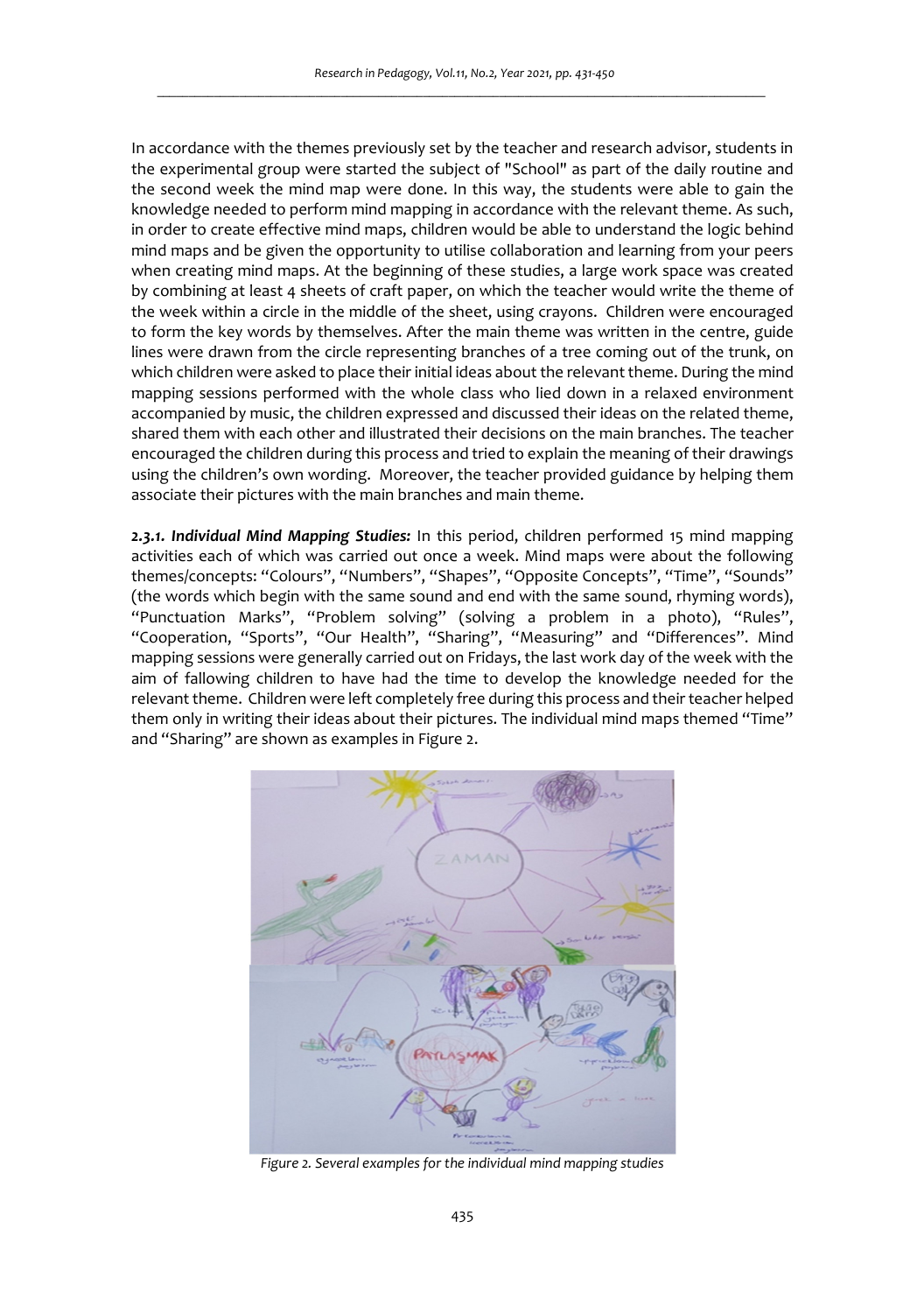In accordance with the themes previously set by the teacher and research advisor, students in the experimental group were started the subject of "School" as part of the daily routine and the second week the mind map were done. In this way, the students were able to gain the knowledge needed to perform mind mapping in accordance with the relevant theme. As such, in order to create effective mind maps, children would be able to understand the logic behind mind maps and be given the opportunity to utilise collaboration and learning from your peers when creating mind maps. At the beginning of these studies, a large work space was created by combining at least 4 sheets of craft paper, on which the teacher would write the theme of the week within a circle in the middle of the sheet, using crayons. Children were encouraged to form the key words by themselves. After the main theme was written in the centre, guide lines were drawn from the circle representing branches of a tree coming out of the trunk, on which children were asked to place their initial ideas about the relevant theme. During the mind mapping sessions performed with the whole class who lied down in a relaxed environment accompanied by music, the children expressed and discussed their ideas on the related theme, shared them with each other and illustrated their decisions on the main branches. The teacher encouraged the children during this process and tried to explain the meaning of their drawings using the children's own wording. Moreover, the teacher provided guidance by helping them associate their pictures with the main branches and main theme.

***2.3.1. Individual Mind Mapping Studies:*** In this period, children performed 15 mind mapping activities each of which was carried out once a week. Mind maps were about the following themes/concepts: "Colours", "Numbers", "Shapes", "Opposite Concepts", "Time", "Sounds" (the words which begin with the same sound and end with the same sound, rhyming words), "Punctuation Marks", "Problem solving" (solving a problem in a photo), "Rules", "Cooperation, "Sports", "Our Health", "Sharing", "Measuring" and "Differences". Mind mapping sessions were generally carried out on Fridays, the last work day of the week with the aim of fallowing children to have had the time to develop the knowledge needed for the relevant theme. Children were left completely free during this process and their teacher helped them only in writing their ideas about their pictures. The individual mind maps themed "Time" and "Sharing" are shown as examples in Figure 2.

*Figure 2. Several examples for the individual mind mapping studies*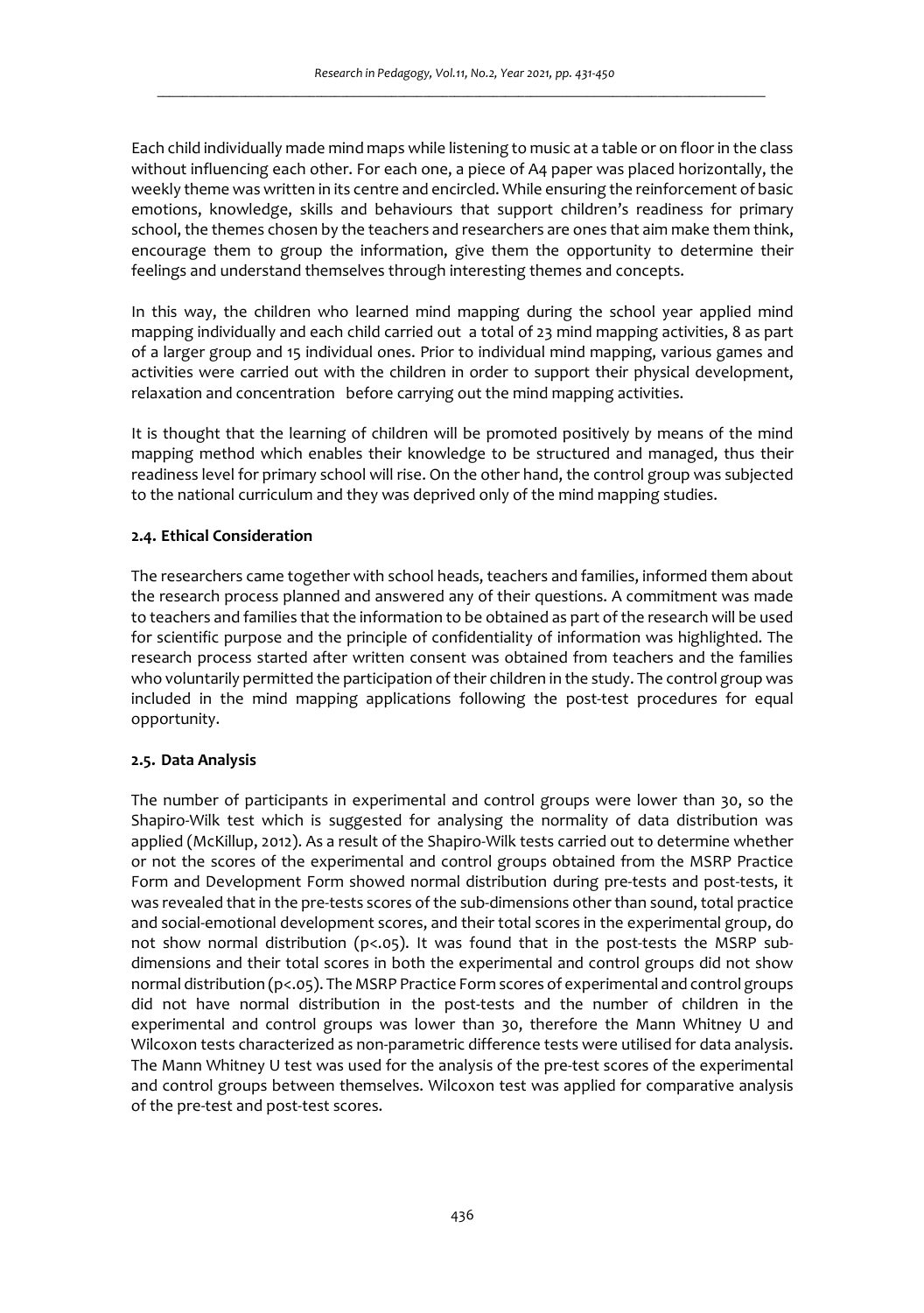Each child individually made mind maps while listening to music at a table or on floor in the class without influencing each other. For each one, a piece of A4 paper was placed horizontally, the weekly theme was written in its centre and encircled. While ensuring the reinforcement of basic emotions, knowledge, skills and behaviours that support children's readiness for primary school, the themes chosen by the teachers and researchers are ones that aim make them think, encourage them to group the information, give them the opportunity to determine their feelings and understand themselves through interesting themes and concepts.

In this way, the children who learned mind mapping during the school year applied mind mapping individually and each child carried out a total of 23 mind mapping activities, 8 as part of a larger group and 15 individual ones. Prior to individual mind mapping, various games and activities were carried out with the children in order to support their physical development, relaxation and concentration before carrying out the mind mapping activities.

It is thought that the learning of children will be promoted positively by means of the mind mapping method which enables their knowledge to be structured and managed, thus their readiness level for primary school will rise. On the other hand, the control group was subjected to the national curriculum and they was deprived only of the mind mapping studies.

### 2.4. Ethical Consideration

The researchers came together with school heads, teachers and families, informed them about the research process planned and answered any of their questions. A commitment was made to teachers and families that the information to be obtained as part of the research will be used for scientific purpose and the principle of confidentiality of information was highlighted. The research process started after written consent was obtained from teachers and the families who voluntarily permitted the participation of their children in the study. The control group was included in the mind mapping applications following the post-test procedures for equal opportunity.

### 2.5. Data Analysis

The number of participants in experimental and control groups were lower than 30, so the Shapiro-Wilk test which is suggested for analysing the normality of data distribution was applied (McKillup, 2012). As a result of the Shapiro-Wilk tests carried out to determine whether or not the scores of the experimental and control groups obtained from the MSRP Practice Form and Development Form showed normal distribution during pre-tests and post-tests, it was revealed that in the pre-tests scores of the sub-dimensions other than sound, total practice and social-emotional development scores, and their total scores in the experimental group, do not show normal distribution ($p<.05$). It was found that in the post-tests the MSRP sub-dimensions and their total scores in both the experimental and control groups did not show normal distribution ($p<.05$). The MSRP Practice Form scores of experimental and control groups did not have normal distribution in the post-tests and the number of children in the experimental and control groups was lower than 30, therefore the Mann Whitney U and Wilcoxon tests characterized as non-parametric difference tests were utilised for data analysis. The Mann Whitney U test was used for the analysis of the pre-test scores of the experimental and control groups between themselves. Wilcoxon test was applied for comparative analysis of the pre-test and post-test scores.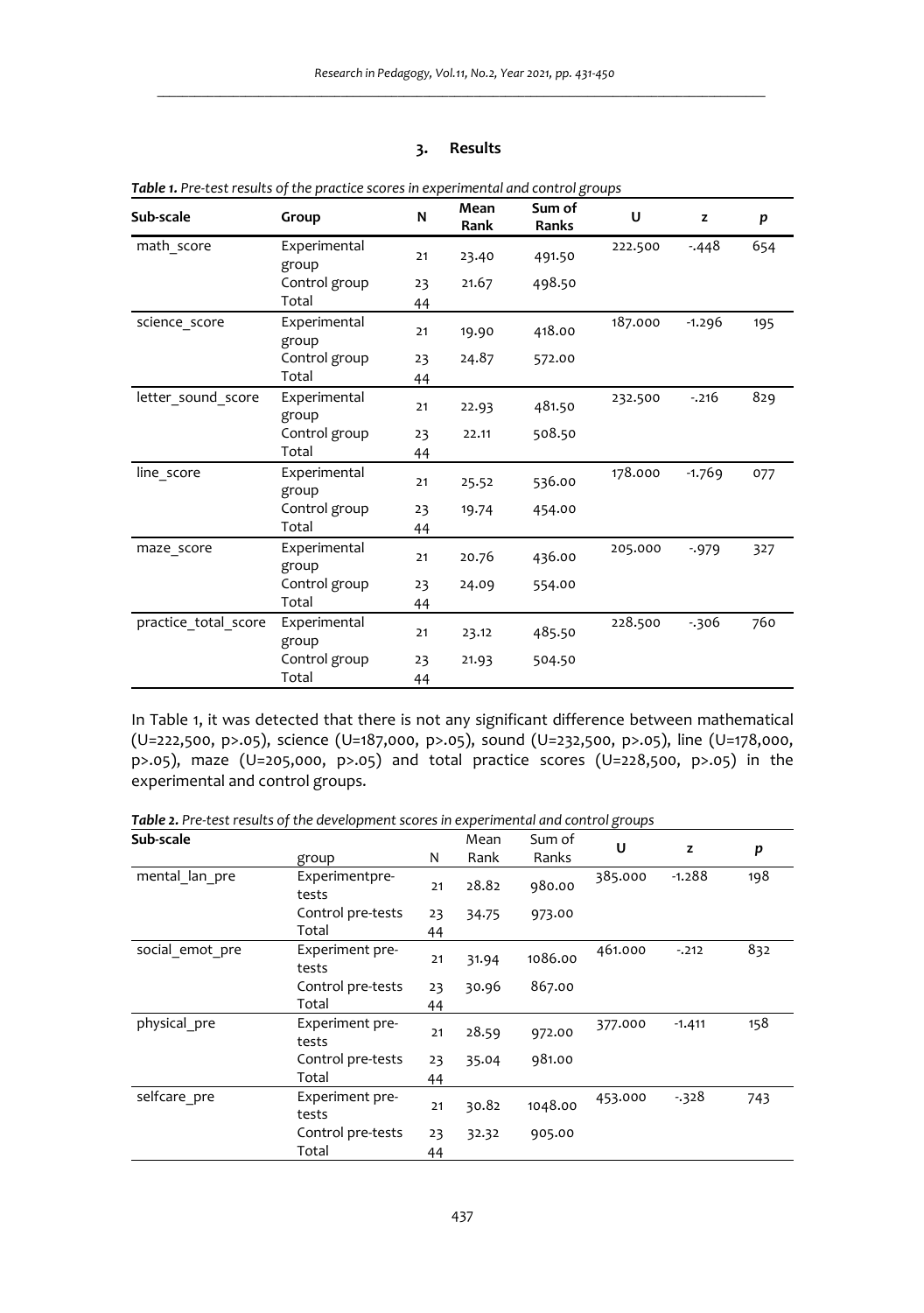## 3. Results

*Table 1. Pre-test results of the practice scores in experimental and control groups*

| Sub-scale | Group | N | Mean Rank | Sum of Ranks | U | z | p |
|---|---|---|---|---|---|---|---|
| math_score | Experimental group | 21 | 23.40 | 491.50 | 222.500 | -.448 | 654 |
| | Control group | 23 | 21.67 | 498.50 | | | |
| | Total | 44 | | | | | |
| science_score | Experimental group | 21 | 19.90 | 418.00 | 187.000 | -1.296 | 195 |
| | Control group | 23 | 24.87 | 572.00 | | | |
| | Total | 44 | | | | | |
| letter_sound_score | Experimental group | 21 | 22.93 | 481.50 | 232.500 | -.216 | 829 |
| | Control group | 23 | 22.11 | 508.50 | | | |
| | Total | 44 | | | | | |
| line_score | Experimental group | 21 | 25.52 | 536.00 | 178.000 | -1.769 | 077 |
| | Control group | 23 | 19.74 | 454.00 | | | |
| | Total | 44 | | | | | |
| maze_score | Experimental group | 21 | 20.76 | 436.00 | 205.000 | -.979 | 327 |
| | Control group | 23 | 24.09 | 554.00 | | | |
| | Total | 44 | | | | | |
| practice_total_score | Experimental group | 21 | 23.12 | 485.50 | 228.500 | -.306 | 760 |
| | Control group | 23 | 21.93 | 504.50 | | | |
| | Total | 44 | | | | | |

In Table 1, it was detected that there is not any significant difference between mathematical (U=222,500, p>.05), science (U=187,000, p>.05), sound (U=232,500, p>.05), line (U=178,000, p>.05), maze (U=205,000, p>.05) and total practice scores (U=228,500, p>.05) in the experimental and control groups.

*Table 2. Pre-test results of the development scores in experimental and control groups*

| Sub-scale | group | N | Mean Rank | Sum of Ranks | U | z | p |
|---|---|---|---|---|---|---|---|
| mental_lan_pre | Experimentpre-tests | 21 | 28.82 | 980.00 | 385.000 | -1.288 | 198 |
| | Control pre-tests | 23 | 34.75 | 973.00 | | | |
| | Total | 44 | | | | | |
| social_emot_pre | Experiment pre-tests | 21 | 31.94 | 1086.00 | 461.000 | -.212 | 832 |
| | Control pre-tests | 23 | 30.96 | 867.00 | | | |
| | Total | 44 | | | | | |
| physical_pre | Experiment pre-tests | 21 | 28.59 | 972.00 | 377.000 | -1.411 | 158 |
| | Control pre-tests | 23 | 35.04 | 981.00 | | | |
| | Total | 44 | | | | | |
| selfcare_pre | Experiment pre-tests | 21 | 30.82 | 1048.00 | 453.000 | -.328 | 743 |
| | Control pre-tests | 23 | 32.32 | 905.00 | | | |
| | Total | 44 | | | | | |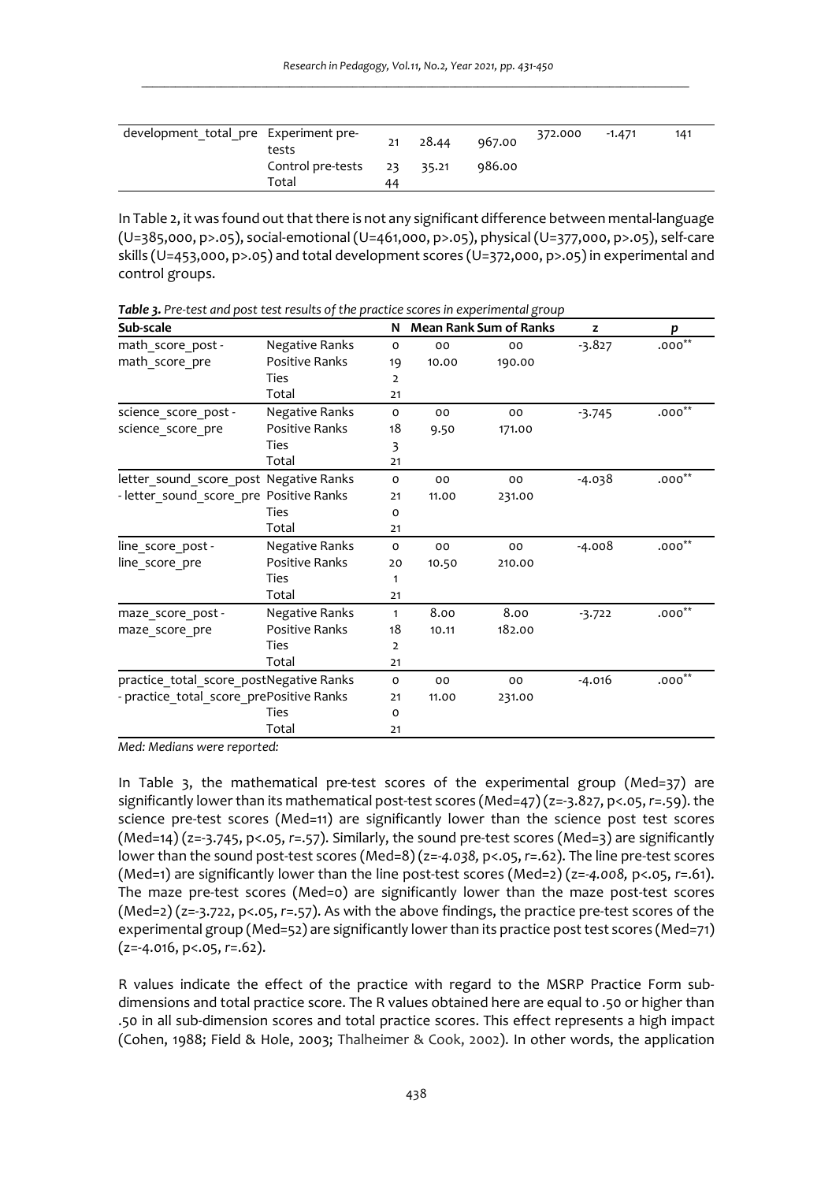| development_total_pre | Experiment pre-tests | 21 | 28.44 | 967.00 | 372.000 | -1.471 | 141 |
|---|---|---|---|---|---|---|---|
| | Control pre-tests | 23 | 35.21 | 986.00 | | | |
| | Total | 44 | | | | | |

In Table 2, it was found out that there is not any significant difference between mental-language (U=385,000, p>.05), social-emotional (U=461,000, p>.05), physical (U=377,000, p>.05), self-care skills (U=453,000, p>.05) and total development scores (U=372,000, p>.05) in experimental and control groups.

***Table 3.*** *Pre-test and post test results of the practice scores in experimental group*

| Sub-scale | | N | Mean Rank | Sum of Ranks | z | p |
|---|---|---|---|---|---|---|
| math_score_post - math_score_pre | Negative Ranks | 0 | 00 | 00 | -3.827 | .000** |
| | Positive Ranks | 19 | 10.00 | 190.00 | | |
| | Ties | 2 | | | | |
| | Total | 21 | | | | |
| science_score_post - science_score_pre | Negative Ranks | 0 | 00 | 00 | -3.745 | .000** |
| | Positive Ranks | 18 | 9.50 | 171.00 | | |
| | Ties | 3 | | | | |
| | Total | 21 | | | | |
| letter_sound_score_post - letter_sound_score_pre | Negative Ranks | 0 | 00 | 00 | -4.038 | .000** |
| | Positive Ranks | 21 | 11.00 | 231.00 | | |
| | Ties | 0 | | | | |
| | Total | 21 | | | | |
| line_score_post - line_score_pre | Negative Ranks | 0 | 00 | 00 | -4.008 | .000** |
| | Positive Ranks | 20 | 10.50 | 210.00 | | |
| | Ties | 1 | | | | |
| | Total | 21 | | | | |
| maze_score_post - maze_score_pre | Negative Ranks | 1 | 8.00 | 8.00 | -3.722 | .000** |
| | Positive Ranks | 18 | 10.11 | 182.00 | | |
| | Ties | 2 | | | | |
| | Total | 21 | | | | |
| practice_total_score_post - practice_total_score_pre | Negative Ranks | 0 | 00 | 00 | -4.016 | .000** |
| | Positive Ranks | 21 | 11.00 | 231.00 | | |
| | Ties | 0 | | | | |
| | Total | 21 | | | | |

*Med: Medians were reported:*

In Table 3, the mathematical pre-test scores of the experimental group (Med=37) are significantly lower than its mathematical post-test scores (Med=47) (z=-3.827, p<.05, *r*=.59). the science pre-test scores (Med=11) are significantly lower than the science post test scores (Med=14) (z=-3.745, p<.05, *r*=.57). Similarly, the sound pre-test scores (Med=3) are significantly lower than the sound post-test scores (Med=8) (*z=-4.038,* p<.05, *r*=.62). The line pre-test scores (Med=1) are significantly lower than the line post-test scores (Med=2) (*z=-4.008,* p<.05, *r*=.61). The maze pre-test scores (Med=0) are significantly lower than the maze post-test scores (Med=2) (z=-3.722, p<.05, *r*=.57). As with the above findings, the practice pre-test scores of the experimental group (Med=52) are significantly lower than its practice post test scores (Med=71) (z=-4.016, p<.05, *r*=.62).

R values indicate the effect of the practice with regard to the MSRP Practice Form sub-dimensions and total practice score. The R values obtained here are equal to .50 or higher than .50 in all sub-dimension scores and total practice scores. This effect represents a high impact (Cohen, 1988; Field & Hole, 2003; Thalheimer & Cook, 2002). In other words, the application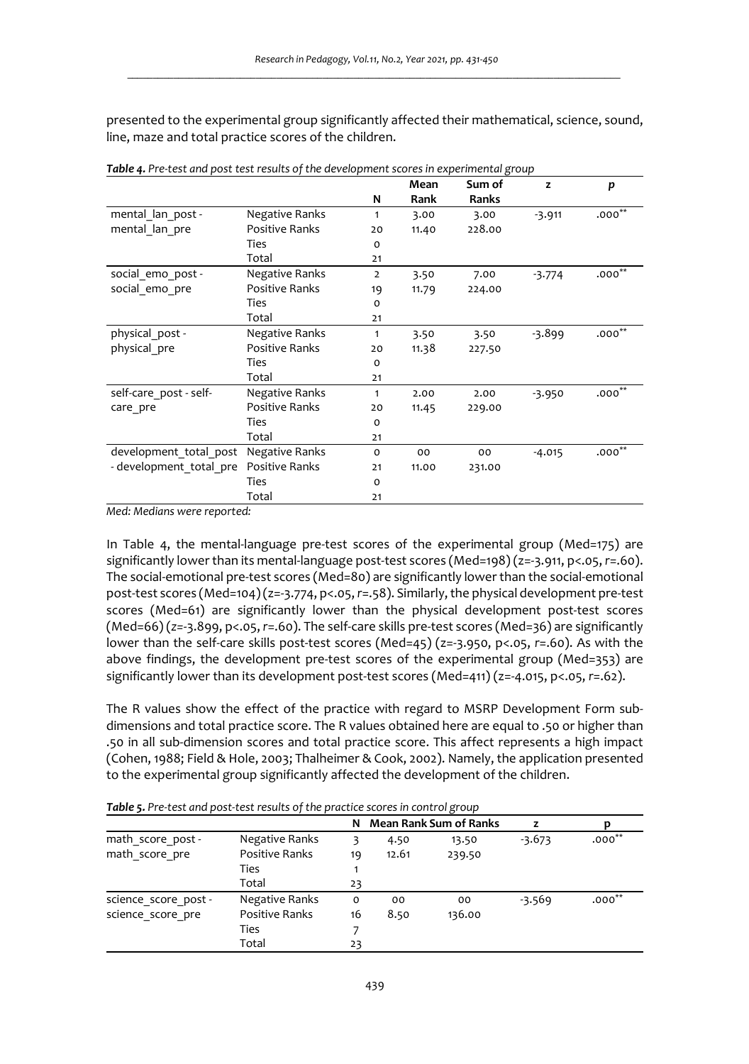presented to the experimental group significantly affected their mathematical, science, sound, line, maze and total practice scores of the children.

***Table 4.*** *Pre-test and post test results of the development scores in experimental group*

| | | N | Mean Rank | Sum of Ranks | z | p |
|---|---|---|---|---|---|---|
| mental_lan_post - mental_lan_pre | Negative Ranks | 1 | 3.00 | 3.00 | -3.911 | .000** |
| | Positive Ranks | 20 | 11.40 | 228.00 | | |
| | Ties | 0 | | | | |
| | Total | 21 | | | | |
| social_emo_post - social_emo_pre | Negative Ranks | 2 | 3.50 | 7.00 | -3.774 | .000** |
| | Positive Ranks | 19 | 11.79 | 224.00 | | |
| | Ties | 0 | | | | |
| | Total | 21 | | | | |
| physical_post - physical_pre | Negative Ranks | 1 | 3.50 | 3.50 | -3.899 | .000** |
| | Positive Ranks | 20 | 11.38 | 227.50 | | |
| | Ties | 0 | | | | |
| | Total | 21 | | | | |
| self-care_post - self-care_pre | Negative Ranks | 1 | 2.00 | 2.00 | -3.950 | .000** |
| | Positive Ranks | 20 | 11.45 | 229.00 | | |
| | Ties | 0 | | | | |
| | Total | 21 | | | | |
| development_total_post - development_total_pre | Negative Ranks | 0 | 00 | 00 | -4.015 | .000** |
| | Positive Ranks | 21 | 11.00 | 231.00 | | |
| | Ties | 0 | | | | |
| | Total | 21 | | | | |

*Med: Medians were reported:*

In Table 4, the mental-language pre-test scores of the experimental group (Med=175) are significantly lower than its mental-language post-test scores (Med=198) (z=-3.911, p<.05, *r*=.60). The social-emotional pre-test scores (Med=80) are significantly lower than the social-emotional post-test scores (Med=104) (z=-3.774, p<.05, *r*=.58). Similarly, the physical development pre-test scores (Med=61) are significantly lower than the physical development post-test scores (Med=66) (z=-3.899, p<.05, *r*=.60). The self-care skills pre-test scores (Med=36) are significantly lower than the self-care skills post-test scores (Med=45) (z=-3.950, p<.05, *r*=.60). As with the above findings, the development pre-test scores of the experimental group (Med=353) are significantly lower than its development post-test scores (Med=411) (z=-4.015, p<.05, *r*=.62).

The R values show the effect of the practice with regard to MSRP Development Form sub-dimensions and total practice score. The R values obtained here are equal to .50 or higher than .50 in all sub-dimension scores and total practice score. This affect represents a high impact (Cohen, 1988; Field & Hole, 2003; Thalheimer & Cook, 2002). Namely, the application presented to the experimental group significantly affected the development of the children.

***Table 5.*** *Pre-test and post-test results of the practice scores in control group*

| | | N | Mean Rank | Sum of Ranks | z | p |
|---|---|---|---|---|---|---|
| math_score_post - math_score_pre | Negative Ranks | 3 | 4.50 | 13.50 | -3.673 | .000** |
| | Positive Ranks | 19 | 12.61 | 239.50 | | |
| | Ties | 1 | | | | |
| | Total | 23 | | | | |
| science_score_post - science_score_pre | Negative Ranks | 0 | 00 | 00 | -3.569 | .000** |
| | Positive Ranks | 16 | 8.50 | 136.00 | | |
| | Ties | 7 | | | | |
| | Total | 23 | | | | |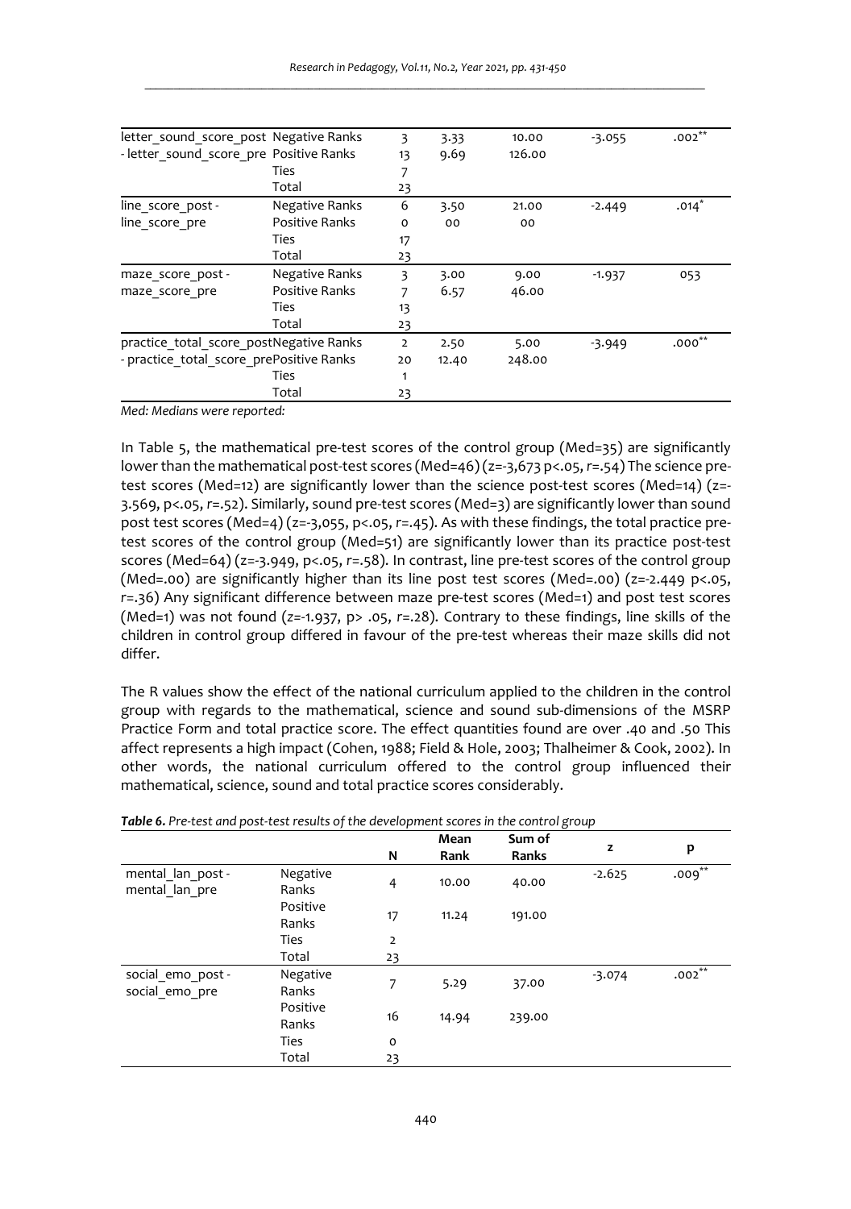| | | N | Mean Rank | Sum of Ranks | z | p |
|---|---|---|---|---|---|---|
| letter_sound_score_post - letter_sound_score_pre | Negative Ranks | 3 | 3.33 | 10.00 | -3.055 | .002** |
| | Positive Ranks | 13 | 9.69 | 126.00 | | |
| | Ties | 7 | | | | |
| | Total | 23 | | | | |
| line_score_post - line_score_pre | Negative Ranks | 6 | 3.50 | 21.00 | -2.449 | .014* |
| | Positive Ranks | 0 | 00 | 00 | | |
| | Ties | 17 | | | | |
| | Total | 23 | | | | |
| maze_score_post - maze_score_pre | Negative Ranks | 3 | 3.00 | 9.00 | -1.937 | 053 |
| | Positive Ranks | 7 | 6.57 | 46.00 | | |
| | Ties | 13 | | | | |
| | Total | 23 | | | | |
| practice_total_score_post - practice_total_score_pre | Negative Ranks | 2 | 2.50 | 5.00 | -3.949 | .000** |
| | Positive Ranks | 20 | 12.40 | 248.00 | | |
| | Ties | 1 | | | | |
| | Total | 23 | | | | |

*Med: Medians were reported:*

In Table 5, the mathematical pre-test scores of the control group (Med=35) are significantly lower than the mathematical post-test scores (Med=46) ($z=-3{,}673$ $p<.05$, $r=.54$) The science pre-test scores (Med=12) are significantly lower than the science post-test scores (Med=14) ($z=-3.569$, $p<.05$, $r=.52$). Similarly, sound pre-test scores (Med=3) are significantly lower than sound post test scores (Med=4) ($z=-3{,}055$, $p<.05$, $r=.45$). As with these findings, the total practice pre-test scores of the control group (Med=51) are significantly lower than its practice post-test scores (Med=64) ($z=-3.949$, $p<.05$, $r=.58$). In contrast, line pre-test scores of the control group (Med=.00) are significantly higher than its line post test scores (Med=.00) ($z=-2.449$ $p<.05$, $r=.36$) Any significant difference between maze pre-test scores (Med=1) and post test scores (Med=1) was not found ($z=-1.937$, $p>.05$, $r=.28$). Contrary to these findings, line skills of the children in control group differed in favour of the pre-test whereas their maze skills did not differ.

The R values show the effect of the national curriculum applied to the children in the control group with regards to the mathematical, science and sound sub-dimensions of the MSRP Practice Form and total practice score. The effect quantities found are over .40 and .50 This affect represents a high impact (Cohen, 1988; Field & Hole, 2003; Thalheimer & Cook, 2002). In other words, the national curriculum offered to the control group influenced their mathematical, science, sound and total practice scores considerably.

***Table 6.*** *Pre-test and post-test results of the development scores in the control group*

| | | N | Mean Rank | Sum of Ranks | z | p |
|---|---|---|---|---|---|---|
| mental_lan_post - mental_lan_pre | Negative Ranks | 4 | 10.00 | 40.00 | -2.625 | .009** |
| | Positive Ranks | 17 | 11.24 | 191.00 | | |
| | Ties | 2 | | | | |
| | Total | 23 | | | | |
| social_emo_post - social_emo_pre | Negative Ranks | 7 | 5.29 | 37.00 | -3.074 | .002** |
| | Positive Ranks | 16 | 14.94 | 239.00 | | |
| | Ties | 0 | | | | |
| | Total | 23 | | | | |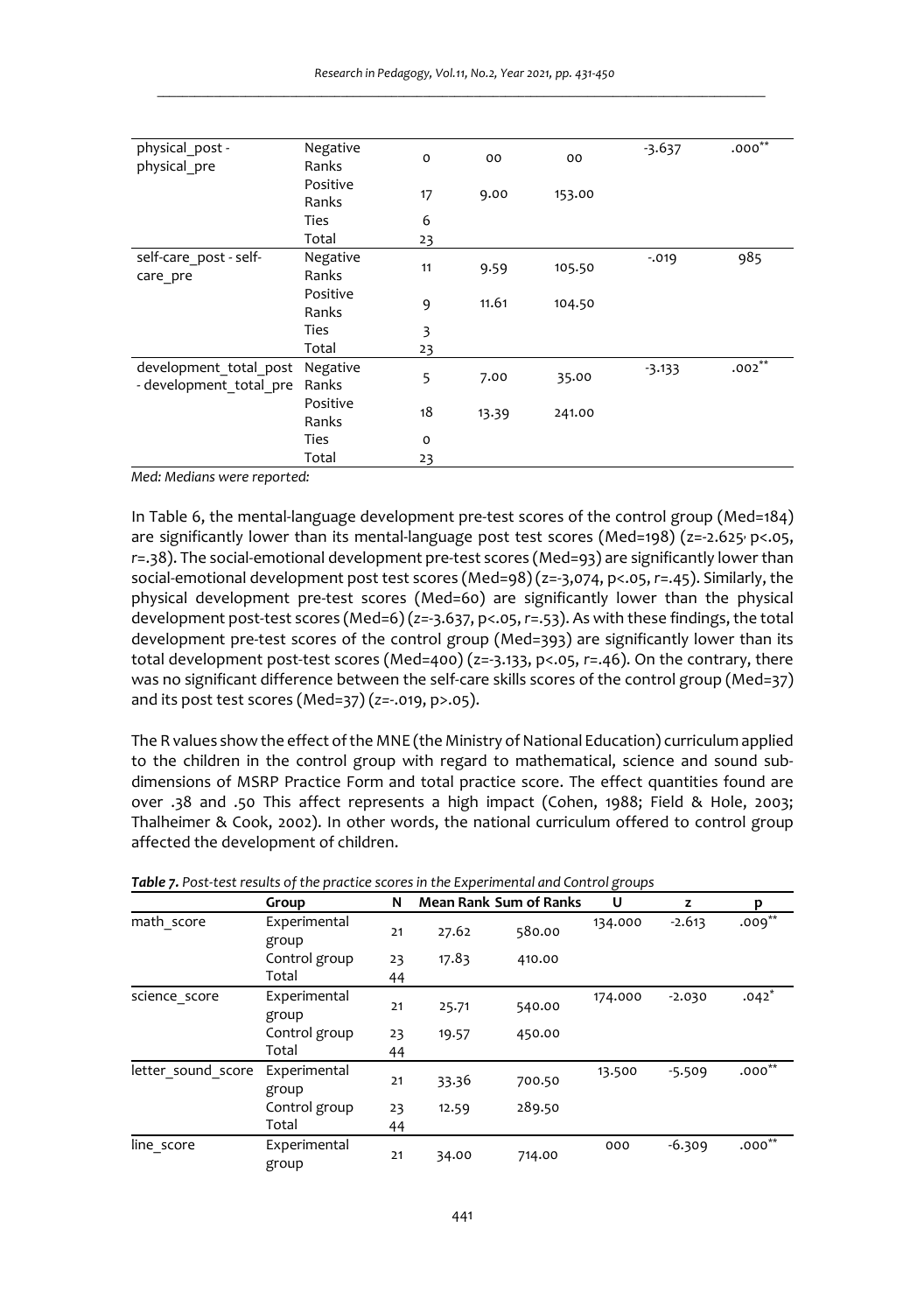| | | | | | z | p |
|---|---|---|---|---|---|---|
| physical_post - physical_pre | Negative Ranks | 0 | 00 | 00 | -3.637 | .000** |
| | Positive Ranks | 17 | 9.00 | 153.00 | | |
| | Ties | 6 | | | | |
| | Total | 23 | | | | |
| self-care_post - self-care_pre | Negative Ranks | 11 | 9.59 | 105.50 | -.019 | 985 |
| | Positive Ranks | 9 | 11.61 | 104.50 | | |
| | Ties | 3 | | | | |
| | Total | 23 | | | | |
| development_total_post - development_total_pre | Negative Ranks | 5 | 7.00 | 35.00 | -3.133 | .002** |
| | Positive Ranks | 18 | 13.39 | 241.00 | | |
| | Ties | 0 | | | | |
| | Total | 23 | | | | |

*Med: Medians were reported:*

In Table 6, the mental-language development pre-test scores of the control group (Med=184) are significantly lower than its mental-language post test scores (Med=198) (z=-2.625, p<.05, *r*=.38). The social-emotional development pre-test scores (Med=93) are significantly lower than social-emotional development post test scores (Med=98) (z=-3,074, p<.05, *r*=.45). Similarly, the physical development pre-test scores (Med=60) are significantly lower than the physical development post-test scores (Med=6) (*z*=-3.637, p<.05, *r*=.53). As with these findings, the total development pre-test scores of the control group (Med=393) are significantly lower than its total development post-test scores (Med=400) (z=-3.133, p<.05, r=.46). On the contrary, there was no significant difference between the self-care skills scores of the control group (Med=37) and its post test scores (Med=37) (*z*=-.019, p>.05).

The R values show the effect of the MNE (the Ministry of National Education) curriculum applied to the children in the control group with regard to mathematical, science and sound sub-dimensions of MSRP Practice Form and total practice score. The effect quantities found are over .38 and .50 This affect represents a high impact (Cohen, 1988; Field & Hole, 2003; Thalheimer & Cook, 2002). In other words, the national curriculum offered to control group affected the development of children.

***Table 7.*** *Post-test results of the practice scores in the Experimental and Control groups*

| | Group | N | Mean Rank | Sum of Ranks | U | z | p |
|---|---|---|---|---|---|---|---|
| math_score | Experimental group | 21 | 27.62 | 580.00 | 134.000 | -2.613 | .009** |
| | Control group | 23 | 17.83 | 410.00 | | | |
| | Total | 44 | | | | | |
| science_score | Experimental group | 21 | 25.71 | 540.00 | 174.000 | -2.030 | .042* |
| | Control group | 23 | 19.57 | 450.00 | | | |
| | Total | 44 | | | | | |
| letter_sound_score | Experimental group | 21 | 33.36 | 700.50 | 13.500 | -5.509 | .000** |
| | Control group | 23 | 12.59 | 289.50 | | | |
| | Total | 44 | | | | | |
| line_score | Experimental group | 21 | 34.00 | 714.00 | 000 | -6.309 | .000** |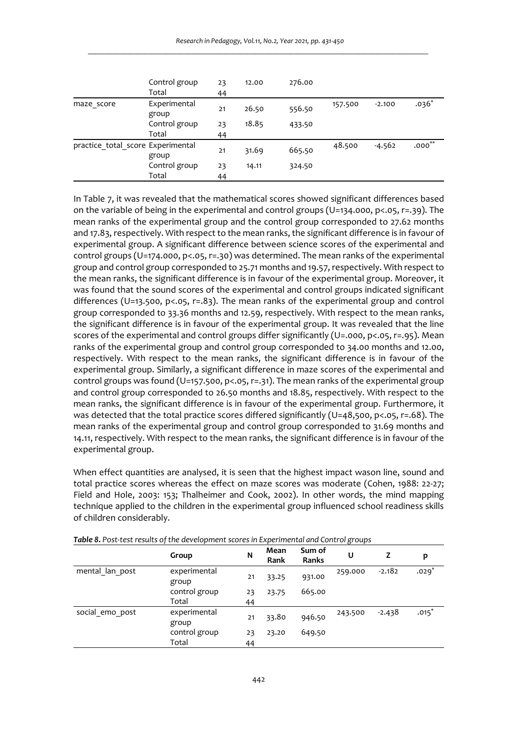| | | N | Mean Rank | Sum of Ranks | U | Z | p |
|---|---|---|---|---|---|---|---|
| | Control group | 23 | 12.00 | 276.00 | | | |
| | Total | 44 | | | | | |
| maze_score | Experimental group | 21 | 26.50 | 556.50 | 157.500 | -2.100 | .036* |
| | Control group | 23 | 18.85 | 433.50 | | | |
| | Total | 44 | | | | | |
| practice_total_score | Experimental group | 21 | 31.69 | 665.50 | 48.500 | -4.562 | .000** |
| | Control group | 23 | 14.11 | 324.50 | | | |
| | Total | 44 | | | | | |

In Table 7, it was revealed that the mathematical scores showed significant differences based on the variable of being in the experimental and control groups (U=134.000, p<.05, r=.39). The mean ranks of the experimental group and the control group corresponded to 27.62 months and 17.83, respectively. With respect to the mean ranks, the significant difference is in favour of experimental group. A significant difference between science scores of the experimental and control groups (U=174.000, p<.05, r=.30) was determined. The mean ranks of the experimental group and control group corresponded to 25.71 months and 19.57, respectively. With respect to the mean ranks, the significant difference is in favour of the experimental group. Moreover, it was found that the sound scores of the experimental and control groups indicated significant differences (U=13.500, p<.05, r=.83). The mean ranks of the experimental group and control group corresponded to 33.36 months and 12.59, respectively. With respect to the mean ranks, the significant difference is in favour of the experimental group. It was revealed that the line scores of the experimental and control groups differ significantly (U=.000, p<.05, r=.95). Mean ranks of the experimental group and control group corresponded to 34.00 months and 12.00, respectively. With respect to the mean ranks, the significant difference is in favour of the experimental group. Similarly, a significant difference in maze scores of the experimental and control groups was found (U=157.500, p<.05, r=.31). The mean ranks of the experimental group and control group corresponded to 26.50 months and 18.85, respectively. With respect to the mean ranks, the significant difference is in favour of the experimental group. Furthermore, it was detected that the total practice scores differed significantly (U=48,500, p<.05, r=.68). The mean ranks of the experimental group and control group corresponded to 31.69 months and 14.11, respectively. With respect to the mean ranks, the significant difference is in favour of the experimental group.

When effect quantities are analysed, it is seen that the highest impact wason line, sound and total practice scores whereas the effect on maze scores was moderate (Cohen, 1988: 22-27; Field and Hole, 2003: 153; Thalheimer and Cook, 2002). In other words, the mind mapping technique applied to the children in the experimental group influenced school readiness skills of children considerably.

***Table 8.*** *Post-test results of the development scores in Experimental and Control groups*

| | Group | N | Mean Rank | Sum of Ranks | U | Z | p |
|---|---|---|---|---|---|---|---|
| mental_lan_post | experimental group | 21 | 33.25 | 931.00 | 259.000 | -2.182 | .029* |
| | control group | 23 | 23.75 | 665.00 | | | |
| | Total | 44 | | | | | |
| social_emo_post | experimental group | 21 | 33.80 | 946.50 | 243.500 | -2.438 | .015* |
| | control group | 23 | 23.20 | 649.50 | | | |
| | Total | 44 | | | | | |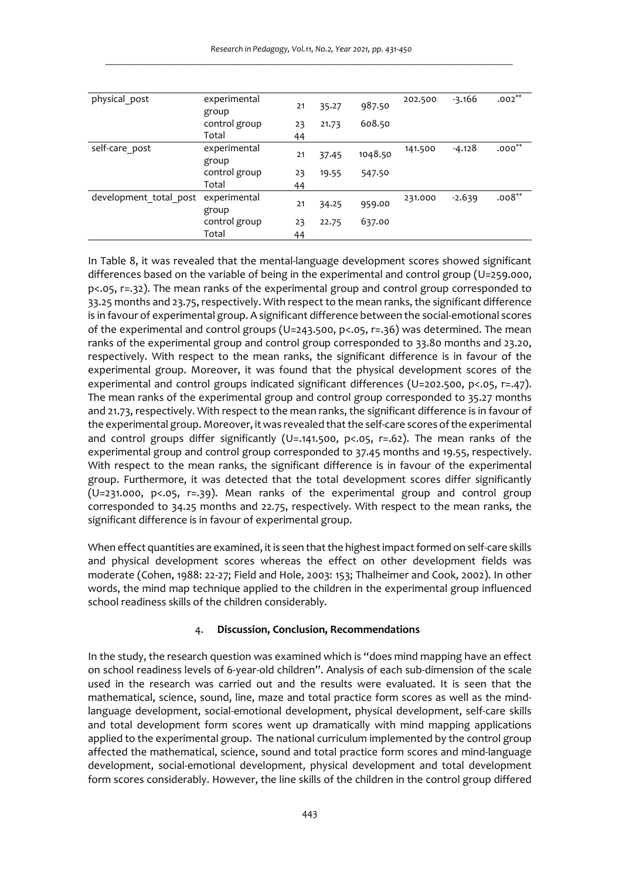| | | | | | | | |
|---|---|---|---|---|---|---|---|
| physical_post | experimental group | 21 | 35.27 | 987.50 | 202.500 | -3.166 | .002** |
| | control group | 23 | 21.73 | 608.50 | | | |
| | Total | 44 | | | | | |
| self-care_post | experimental group | 21 | 37.45 | 1048.50 | 141.500 | -4.128 | .000** |
| | control group | 23 | 19.55 | 547.50 | | | |
| | Total | 44 | | | | | |
| development_total_post | experimental group | 21 | 34.25 | 959.00 | 231.000 | -2.639 | .008** |
| | control group | 23 | 22.75 | 637.00 | | | |
| | Total | 44 | | | | | |

In Table 8, it was revealed that the mental-language development scores showed significant differences based on the variable of being in the experimental and control group (U=259.000, p<.05, r=.32). The mean ranks of the experimental group and control group corresponded to 33.25 months and 23.75, respectively. With respect to the mean ranks, the significant difference is in favour of experimental group. A significant difference between the social-emotional scores of the experimental and control groups (U=243.500, p<.05, r=.36) was determined. The mean ranks of the experimental group and control group corresponded to 33.80 months and 23.20, respectively. With respect to the mean ranks, the significant difference is in favour of the experimental group. Moreover, it was found that the physical development scores of the experimental and control groups indicated significant differences (U=202.500, p<.05, r=.47). The mean ranks of the experimental group and control group corresponded to 35.27 months and 21.73, respectively. With respect to the mean ranks, the significant difference is in favour of the experimental group. Moreover, it was revealed that the self-care scores of the experimental and control groups differ significantly (U=.141.500, p<.05, r=.62). The mean ranks of the experimental group and control group corresponded to 37.45 months and 19.55, respectively. With respect to the mean ranks, the significant difference is in favour of the experimental group. Furthermore, it was detected that the total development scores differ significantly (U=231.000, p<.05, r=.39). Mean ranks of the experimental group and control group corresponded to 34.25 months and 22.75, respectively. With respect to the mean ranks, the significant difference is in favour of experimental group.

When effect quantities are examined, it is seen that the highest impact formed on self-care skills and physical development scores whereas the effect on other development fields was moderate (Cohen, 1988: 22-27; Field and Hole, 2003: 153; Thalheimer and Cook, 2002). In other words, the mind map technique applied to the children in the experimental group influenced school readiness skills of the children considerably.

## 4. Discussion, Conclusion, Recommendations

In the study, the research question was examined which is "does mind mapping have an effect on school readiness levels of 6-year-old children". Analysis of each sub-dimension of the scale used in the research was carried out and the results were evaluated. It is seen that the mathematical, science, sound, line, maze and total practice form scores as well as the mind-language development, social-emotional development, physical development, self-care skills and total development form scores went up dramatically with mind mapping applications applied to the experimental group. The national curriculum implemented by the control group affected the mathematical, science, sound and total practice form scores and mind-language development, social-emotional development, physical development and total development form scores considerably. However, the line skills of the children in the control group differed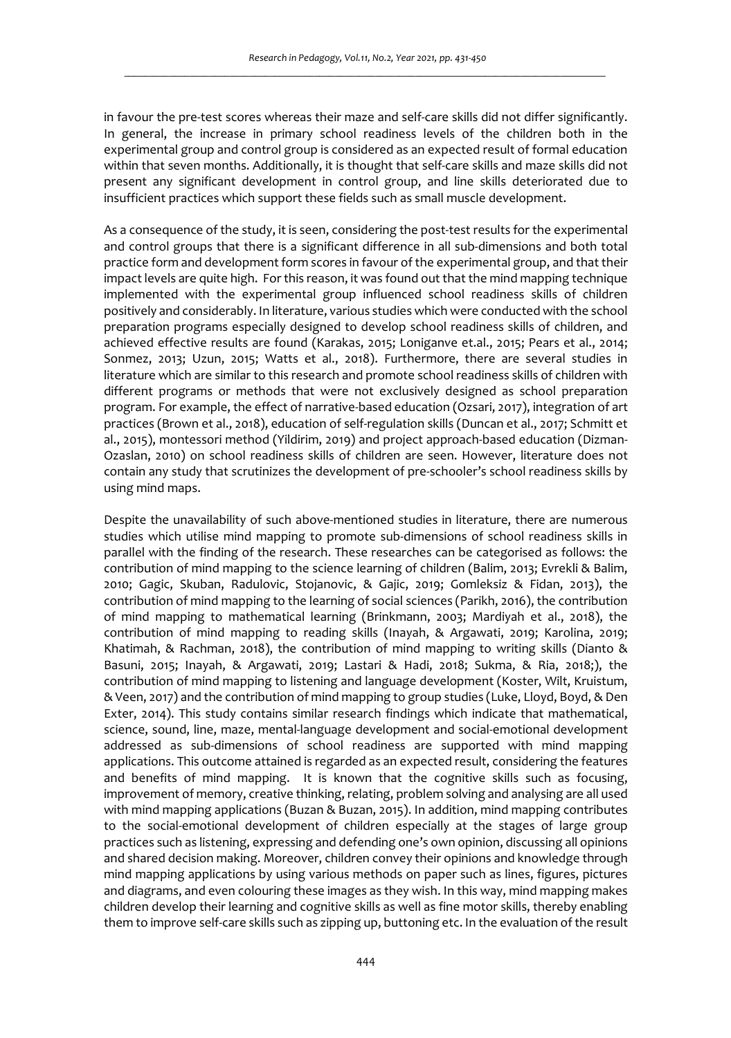in favour the pre-test scores whereas their maze and self-care skills did not differ significantly. In general, the increase in primary school readiness levels of the children both in the experimental group and control group is considered as an expected result of formal education within that seven months. Additionally, it is thought that self-care skills and maze skills did not present any significant development in control group, and line skills deteriorated due to insufficient practices which support these fields such as small muscle development.

As a consequence of the study, it is seen, considering the post-test results for the experimental and control groups that there is a significant difference in all sub-dimensions and both total practice form and development form scores in favour of the experimental group, and that their impact levels are quite high. For this reason, it was found out that the mind mapping technique implemented with the experimental group influenced school readiness skills of children positively and considerably. In literature, various studies which were conducted with the school preparation programs especially designed to develop school readiness skills of children, and achieved effective results are found (Karakas, 2015; Loniganve et.al., 2015; Pears et al., 2014; Sonmez, 2013; Uzun, 2015; Watts et al., 2018). Furthermore, there are several studies in literature which are similar to this research and promote school readiness skills of children with different programs or methods that were not exclusively designed as school preparation program. For example, the effect of narrative-based education (Ozsari, 2017), integration of art practices (Brown et al., 2018), education of self-regulation skills (Duncan et al., 2017; Schmitt et al., 2015), montessori method (Yildirim, 2019) and project approach-based education (Dizman-Ozaslan, 2010) on school readiness skills of children are seen. However, literature does not contain any study that scrutinizes the development of pre-schooler's school readiness skills by using mind maps.

Despite the unavailability of such above-mentioned studies in literature, there are numerous studies which utilise mind mapping to promote sub-dimensions of school readiness skills in parallel with the finding of the research. These researches can be categorised as follows: the contribution of mind mapping to the science learning of children (Balim, 2013; Evrekli & Balim, 2010; Gagic, Skuban, Radulovic, Stojanovic, & Gajic, 2019; Gomleksiz & Fidan, 2013), the contribution of mind mapping to the learning of social sciences (Parikh, 2016), the contribution of mind mapping to mathematical learning (Brinkmann, 2003; Mardiyah et al., 2018), the contribution of mind mapping to reading skills (Inayah, & Argawati, 2019; Karolina, 2019; Khatimah, & Rachman, 2018), the contribution of mind mapping to writing skills (Dianto & Basuni, 2015; Inayah, & Argawati, 2019; Lastari & Hadi, 2018; Sukma, & Ria, 2018;), the contribution of mind mapping to listening and language development (Koster, Wilt, Kruistum, & Veen, 2017) and the contribution of mind mapping to group studies (Luke, Lloyd, Boyd, & Den Exter, 2014). This study contains similar research findings which indicate that mathematical, science, sound, line, maze, mental-language development and social-emotional development addressed as sub-dimensions of school readiness are supported with mind mapping applications. This outcome attained is regarded as an expected result, considering the features and benefits of mind mapping. It is known that the cognitive skills such as focusing, improvement of memory, creative thinking, relating, problem solving and analysing are all used with mind mapping applications (Buzan & Buzan, 2015). In addition, mind mapping contributes to the social-emotional development of children especially at the stages of large group practices such as listening, expressing and defending one's own opinion, discussing all opinions and shared decision making. Moreover, children convey their opinions and knowledge through mind mapping applications by using various methods on paper such as lines, figures, pictures and diagrams, and even colouring these images as they wish. In this way, mind mapping makes children develop their learning and cognitive skills as well as fine motor skills, thereby enabling them to improve self-care skills such as zipping up, buttoning etc. In the evaluation of the result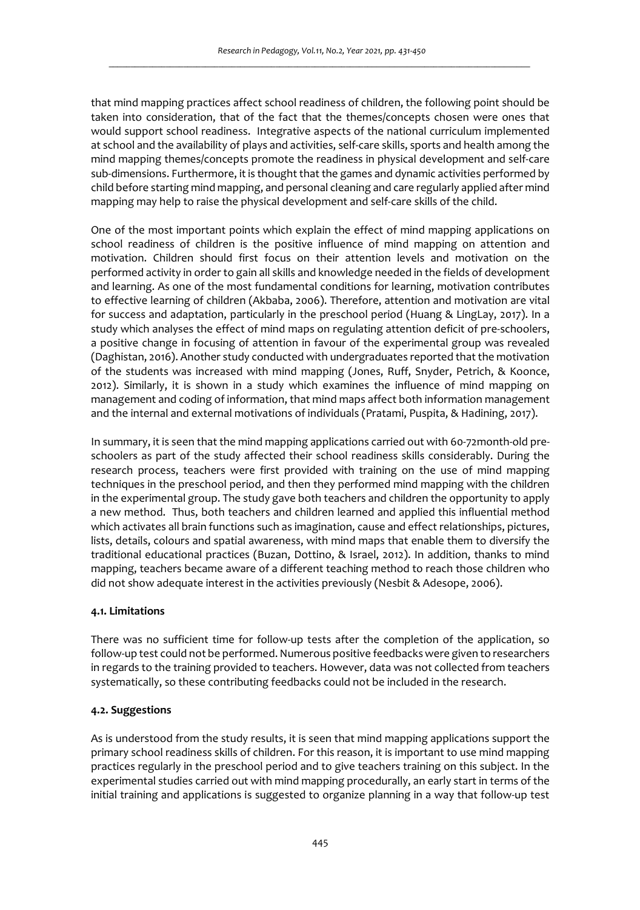that mind mapping practices affect school readiness of children, the following point should be taken into consideration, that of the fact that the themes/concepts chosen were ones that would support school readiness. Integrative aspects of the national curriculum implemented at school and the availability of plays and activities, self-care skills, sports and health among the mind mapping themes/concepts promote the readiness in physical development and self-care sub-dimensions. Furthermore, it is thought that the games and dynamic activities performed by child before starting mind mapping, and personal cleaning and care regularly applied after mind mapping may help to raise the physical development and self-care skills of the child.

One of the most important points which explain the effect of mind mapping applications on school readiness of children is the positive influence of mind mapping on attention and motivation. Children should first focus on their attention levels and motivation on the performed activity in order to gain all skills and knowledge needed in the fields of development and learning. As one of the most fundamental conditions for learning, motivation contributes to effective learning of children (Akbaba, 2006). Therefore, attention and motivation are vital for success and adaptation, particularly in the preschool period (Huang & LingLay, 2017). In a study which analyses the effect of mind maps on regulating attention deficit of pre-schoolers, a positive change in focusing of attention in favour of the experimental group was revealed (Daghistan, 2016). Another study conducted with undergraduates reported that the motivation of the students was increased with mind mapping (Jones, Ruff, Snyder, Petrich, & Koonce, 2012). Similarly, it is shown in a study which examines the influence of mind mapping on management and coding of information, that mind maps affect both information management and the internal and external motivations of individuals (Pratami, Puspita, & Hadining, 2017).

In summary, it is seen that the mind mapping applications carried out with 60-72month-old pre-schoolers as part of the study affected their school readiness skills considerably. During the research process, teachers were first provided with training on the use of mind mapping techniques in the preschool period, and then they performed mind mapping with the children in the experimental group. The study gave both teachers and children the opportunity to apply a new method. Thus, both teachers and children learned and applied this influential method which activates all brain functions such as imagination, cause and effect relationships, pictures, lists, details, colours and spatial awareness, with mind maps that enable them to diversify the traditional educational practices (Buzan, Dottino, & Israel, 2012). In addition, thanks to mind mapping, teachers became aware of a different teaching method to reach those children who did not show adequate interest in the activities previously (Nesbit & Adesope, 2006).

### 4.1. Limitations

There was no sufficient time for follow-up tests after the completion of the application, so follow-up test could not be performed. Numerous positive feedbacks were given to researchers in regards to the training provided to teachers. However, data was not collected from teachers systematically, so these contributing feedbacks could not be included in the research.

### 4.2. Suggestions

As is understood from the study results, it is seen that mind mapping applications support the primary school readiness skills of children. For this reason, it is important to use mind mapping practices regularly in the preschool period and to give teachers training on this subject. In the experimental studies carried out with mind mapping procedurally, an early start in terms of the initial training and applications is suggested to organize planning in a way that follow-up test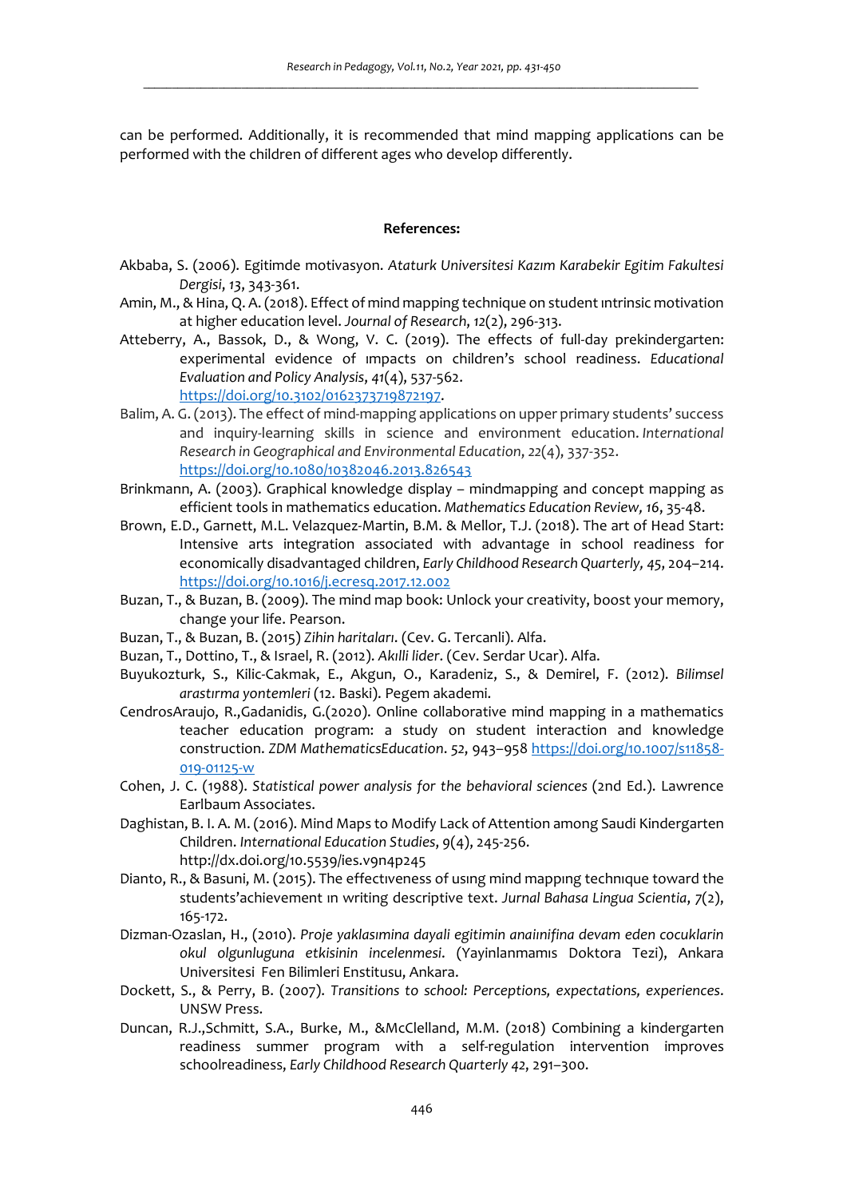can be performed. Additionally, it is recommended that mind mapping applications can be performed with the children of different ages who develop differently.

**References:**

Akbaba, S. (2006). Egitimde motivasyon. *Ataturk Universitesi Kazım Karabekir Egitim Fakultesi Dergisi*, *13*, 343-361.

Amin, M., & Hina, Q. A. (2018). Effect of mind mapping technique on student ıntrinsic motivation at higher education level. *Journal of Research*, *12*(2), 296-313.

Atteberry, A., Bassok, D., & Wong, V. C. (2019). The effects of full-day prekindergarten: experimental evidence of ımpacts on children's school readiness. *Educational Evaluation and Policy Analysis*, *41*(4), 537-562. https://doi.org/10.3102/0162373719872197.

Balim, A. G. (2013). The effect of mind-mapping applications on upper primary students' success and inquiry-learning skills in science and environment education. *International Research in Geographical and Environmental Education*, *22*(4), 337-352. https://doi.org/10.1080/10382046.2013.826543

Brinkmann, A. (2003). Graphical knowledge display – mindmapping and concept mapping as efficient tools in mathematics education. *Mathematics Education Review*, *16*, 35-48.

Brown, E.D., Garnett, M.L. Velazquez-Martin, B.M. & Mellor, T.J. (2018). The art of Head Start: Intensive arts integration associated with advantage in school readiness for economically disadvantaged children, *Early Childhood Research Quarterly*, *45*, 204–214. https://doi.org/10.1016/j.ecresq.2017.12.002

Buzan, T., & Buzan, B. (2009). The mind map book: Unlock your creativity, boost your memory, change your life. Pearson.

Buzan, T., & Buzan, B. (2015) *Zihin haritaları*. (Cev. G. Tercanli). Alfa.

Buzan, T., Dottino, T., & Israel, R. (2012). *Akılli lider*. (Cev. Serdar Ucar). Alfa.

Buyukozturk, S., Kilic-Cakmak, E., Akgun, O., Karadeniz, S., & Demirel, F. (2012). *Bilimsel arastırma yontemleri* (12. Baski). Pegem akademi.

CendrosAraujo, R.,Gadanidis, G.(2020). Online collaborative mind mapping in a mathematics teacher education program: a study on student interaction and knowledge construction. *ZDM MathematicsEducation*. *52*, 943–958 https://doi.org/10.1007/s11858-019-01125-w

Cohen, J. C. (1988). *Statistical power analysis for the behavioral sciences* (2nd Ed.). Lawrence Earlbaum Associates.

Daghistan, B. I. A. M. (2016). Mind Maps to Modify Lack of Attention among Saudi Kindergarten Children. *International Education Studies*, *9*(4), 245-256. http://dx.doi.org/10.5539/ies.v9n4p245

Dianto, R., & Basuni, M. (2015). The effectıveness of usıng mind mappıng technıque toward the students'achievement ın writing descriptive text. *Jurnal Bahasa Lingua Scientia*, *7*(2), 165-172.

Dizman-Ozaslan, H., (2010). *Proje yaklasımina dayali egitimin anaiınifina devam eden cocuklarin okul olgunluguna etkisinin incelenmesi*. (Yayinlanmamıs Doktora Tezi), Ankara Universitesi Fen Bilimleri Enstitusu, Ankara.

Dockett, S., & Perry, B. (2007). *Transitions to school: Perceptions, expectations, experiences*. UNSW Press.

Duncan, R.J.,Schmitt, S.A., Burke, M., &McClelland, M.M. (2018) Combining a kindergarten readiness summer program with a self-regulation intervention improves schoolreadiness, *Early Childhood Research Quarterly* *42*, 291–300.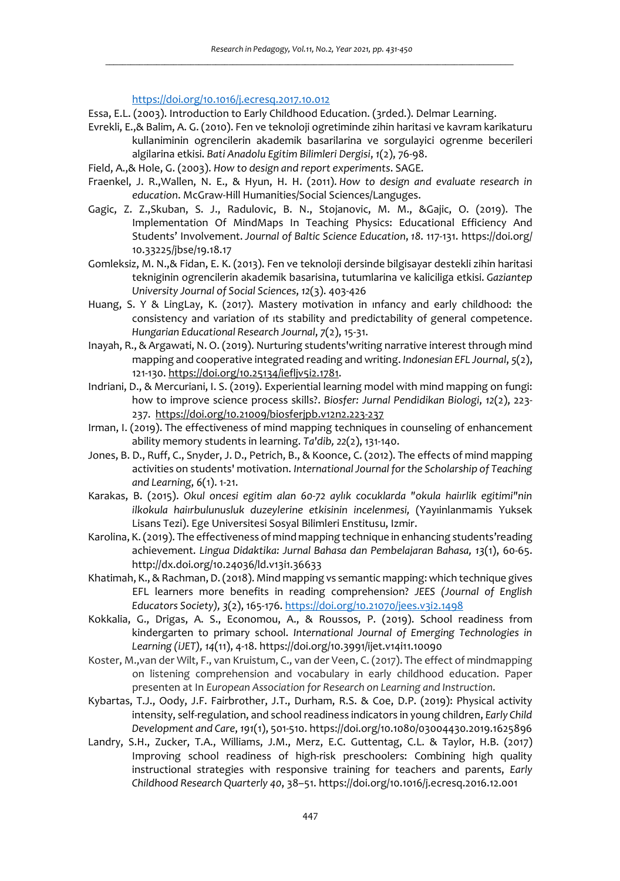https://doi.org/10.1016/j.ecresq.2017.10.012

Essa, E.L. (2003). Introduction to Early Childhood Education. (3rded.). Delmar Learning.

Evrekli, E.,& Balim, A. G. (2010). Fen ve teknoloji ogretiminde zihin haritasi ve kavram karikaturu kullaniminin ogrencilerin akademik basarilarina ve sorgulayici ogrenme becerileri algilarina etkisi. *Bati Anadolu Egitim Bilimleri Dergisi*, *1*(2), 76-98.

Field, A.,& Hole, G. (2003). *How to design and report experiments*. SAGE.

Fraenkel, J. R.,Wallen, N. E., & Hyun, H. H. (2011). *How to design and evaluate research in education*. McGraw-Hill Humanities/Social Sciences/Languges.

Gagic, Z. Z.,Skuban, S. J., Radulovic, B. N., Stojanovic, M. M., &Gajic, O. (2019). The Implementation Of MindMaps In Teaching Physics: Educational Efficiency And Students' Involvement. *Journal of Baltic Science Education*, *18*. 117-131. https://doi.org/10.33225/jbse/19.18.17

Gomleksiz, M. N.,& Fidan, E. K. (2013). Fen ve teknoloji dersinde bilgisayar destekli zihin haritasi tekniginin ogrencilerin akademik basarisina, tutumlarina ve kaliciliga etkisi. *Gaziantep University Journal of Social Sciences*, *12*(3). 403-426

Huang, S. Y & LingLay, K. (2017). Mastery motivation in ınfancy and early childhood: the consistency and variation of ıts stability and predictability of general competence. *Hungarian Educational Research Journal*, *7*(2), 15-31.

Inayah, R., & Argawati, N. O. (2019). Nurturing students'writing narrative interest through mind mapping and cooperative integrated reading and writing. *Indonesian EFL Journal*, *5*(2), 121-130. https://doi.org/10.25134/ieflj.v5i2.1781.

Indriani, D., & Mercuriani, I. S. (2019). Experiential learning model with mind mapping on fungi: how to improve science process skills?. *Biosfer: Jurnal Pendidikan Biologi*, *12*(2), 223-237. https://doi.org/10.21009/biosferjpb.v12n2.223-237

Irman, I. (2019). The effectiveness of mind mapping techniques in counseling of enhancement ability memory students in learning. *Ta'dib, 22*(2), 131-140.

Jones, B. D., Ruff, C., Snyder, J. D., Petrich, B., & Koonce, C. (2012). The effects of mind mapping activities on students' motivation. *International Journal for the Scholarship of Teaching and Learning*, *6*(1). 1-21.

Karakas, B. (2015). *Okul oncesi egitim alan 60-72 aylık cocuklarda "okula haıırlik egitimi"nin ilkokula haiırbulunusluk duzeylerine etkisinin incelenmesi,* (Yayıinlanmamis Yuksek Lisans Tezi). Ege Universitesi Sosyal Bilimleri Enstitusu, Izmir.

Karolina, K. (2019). The effectiveness of mind mapping technique in enhancing students'reading achievement. *Lingua Didaktika: Jurnal Bahasa dan Pembelajaran Bahasa, 13*(1), 60-65. http://dx.doi.org/10.24036/ld.v13i1.36633

Khatimah, K., & Rachman, D. (2018). Mind mapping vs semantic mapping: which technique gives EFL learners more benefits in reading comprehension? *JEES (Journal of English Educators Society)*, *3*(2), 165-176. https://doi.org/10.21070/jees.v3i2.1498

Kokkalia, G., Drigas, A. S., Economou, A., & Roussos, P. (2019). School readiness from kindergarten to primary school. *International Journal of Emerging Technologies in Learning (iJET)*, *14*(11), 4-18. https://doi.org/10.3991/ijet.v14i11.10090

Koster, M.,van der Wilt, F., van Kruistum, C., van der Veen, C. (2017). The effect of mindmapping on listening comprehension and vocabulary in early childhood education. Paper presenten at In *European Association for Research on Learning and Instruction*.

Kybartas, T.J., Oody, J.F. Fairbrother, J.T., Durham, R.S. & Coe, D.P. (2019): Physical activity intensity, self-regulation, and school readiness indicators in young children, *Early Child Development and Care*, *191*(1), 501-510. https://doi.org/10.1080/03004430.2019.1625896

Landry, S.H., Zucker, T.A., Williams, J.M., Merz, E.C. Guttentag, C.L. & Taylor, H.B. (2017) Improving school readiness of high-risk preschoolers: Combining high quality instructional strategies with responsive training for teachers and parents, *Early Childhood Research Quarterly 40*, 38–51. https://doi.org/10.1016/j.ecresq.2016.12.001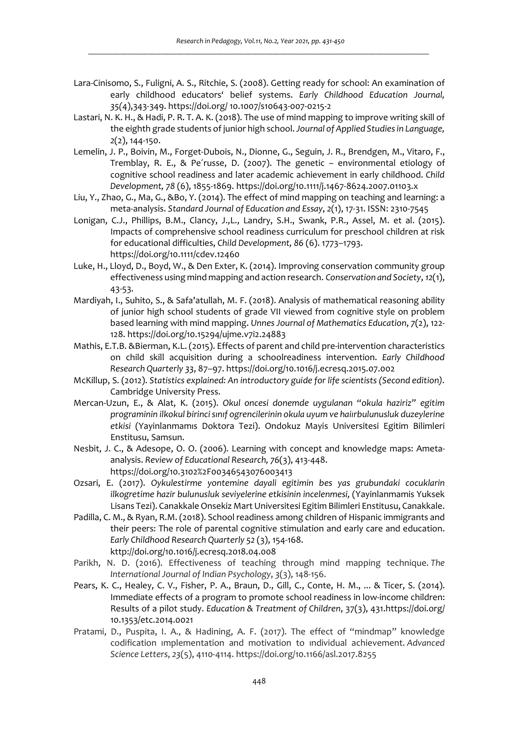Lara-Cinisomo, S., Fuligni, A. S., Ritchie, S. (2008). Getting ready for school: An examination of early childhood educators' belief systems. *Early Childhood Education Journal, 35*(4),343-349. https://doi.org/ 10.1007/s10643-007-0215-2

Lastari, N. K. H., & Hadi, P. R. T. A. K. (2018). The use of mind mapping to improve writing skill of the eighth grade students of junior high school. *Journal of Applied Studies in Language, 2*(2), 144-150.

Lemelin, J. P., Boivin, M., Forget-Dubois, N., Dionne, G., Seguin, J. R., Brendgen, M., Vitaro, F., Tremblay, R. E., & Pe´russe, D. (2007). The genetic – environmental etiology of cognitive school readiness and later academic achievement in early childhood. *Child Development, 78* (6), 1855-1869. https://doi.org/10.1111/j.1467-8624.2007.01103.x

Liu, Y., Zhao, G., Ma, G., &Bo, Y. (2014). The effect of mind mapping on teaching and learning: a meta-analysis. *Standard Journal of Education and Essay*, *2*(1), 17-31. ISSN: 2310-7545

Lonigan, C.J., Phillips, B.M., Clancy, J.,L., Landry, S.H., Swank, P.R., Assel, M. et al. (2015). Impacts of comprehensive school readiness curriculum for preschool children at risk for educational difficulties, *Child Development, 86* (6). 1773–1793. https://doi.org/10.1111/cdev.12460

Luke, H., Lloyd, D., Boyd, W., & Den Exter, K. (2014). Improving conservation community group effectiveness using mind mapping and action research. *Conservation and Society*, *12*(1), 43-53.

Mardiyah, I., Suhito, S., & Safa'atullah, M. F. (2018). Analysis of mathematical reasoning ability of junior high school students of grade VII viewed from cognitive style on problem based learning with mind mapping. *Unnes Journal of Mathematics Education*, *7*(2), 122-128. https://doi.org/10.15294/ujme.v7i2.24883

Mathis, E.T.B. &Bierman, K.L. (2015). Effects of parent and child pre-intervention characteristics on child skill acquisition during a schoolreadiness intervention. *Early Childhood Research Quarterly 33*, 87–97. https://doi.org/10.1016/j.ecresq.2015.07.002

McKillup, S. (2012). *Statistics explained: An introductory guide for life scientists (Second edition).* Cambridge University Press.

Mercan-Uzun, E., & Alat, K. (2015). *Okul oncesi donemde uygulanan "okula haziriz" egitim programinin ilkokul birinci sınıf ogrencilerinin okula uyum ve haiırbulunusluk duzeylerine etkisi* (Yayinlanmamıs Doktora Tezi). Ondokuz Mayis Universitesi Egitim Bilimleri Enstitusu, Samsun.

Nesbit, J. C., & Adesope, O. O. (2006). Learning with concept and knowledge maps: Ameta-analysis. *Review of Educational Research, 76*(3), 413-448. https://doi.org/10.3102%2F00346543076003413

Ozsari, E. (2017). *Oykulestirme yontemine dayali egitimin bes yas grubundaki cocuklarin ilkogretime hazir bulunusluk seviyelerine etkisinin incelenmesi,* (Yayinlanmamis Yuksek Lisans Tezi). Canakkale Onsekiz Mart Universitesi Egitim Bilimleri Enstitusu, Canakkale.

Padilla, C. M., & Ryan, R.M. (2018). School readiness among children of Hispanic immigrants and their peers: The role of parental cognitive stimulation and early care and education. *Early Childhood Research Quarterly 52* (3), 154-168. kttp://doi.org/10.1016/j.ecresq.2018.04.008

Parikh, N. D. (2016). Effectiveness of teaching through mind mapping technique. *The International Journal of Indian Psychology*, *3*(3), 148-156.

Pears, K. C., Healey, C. V., Fisher, P. A., Braun, D., Gill, C., Conte, H. M., ... & Ticer, S. (2014). Immediate effects of a program to promote school readiness in low-income children: Results of a pilot study. *Education & Treatment of Children*, 37(3), 431.https://doi.org/ 10.1353/etc.2014.0021

Pratami, D., Puspita, I. A., & Hadining, A. F. (2017). The effect of "mindmap" knowledge codification ımplementation and motivation to ındividual achievement. *Advanced Science Letters*, *23*(5), 4110-4114. https://doi.org/10.1166/asl.2017.8255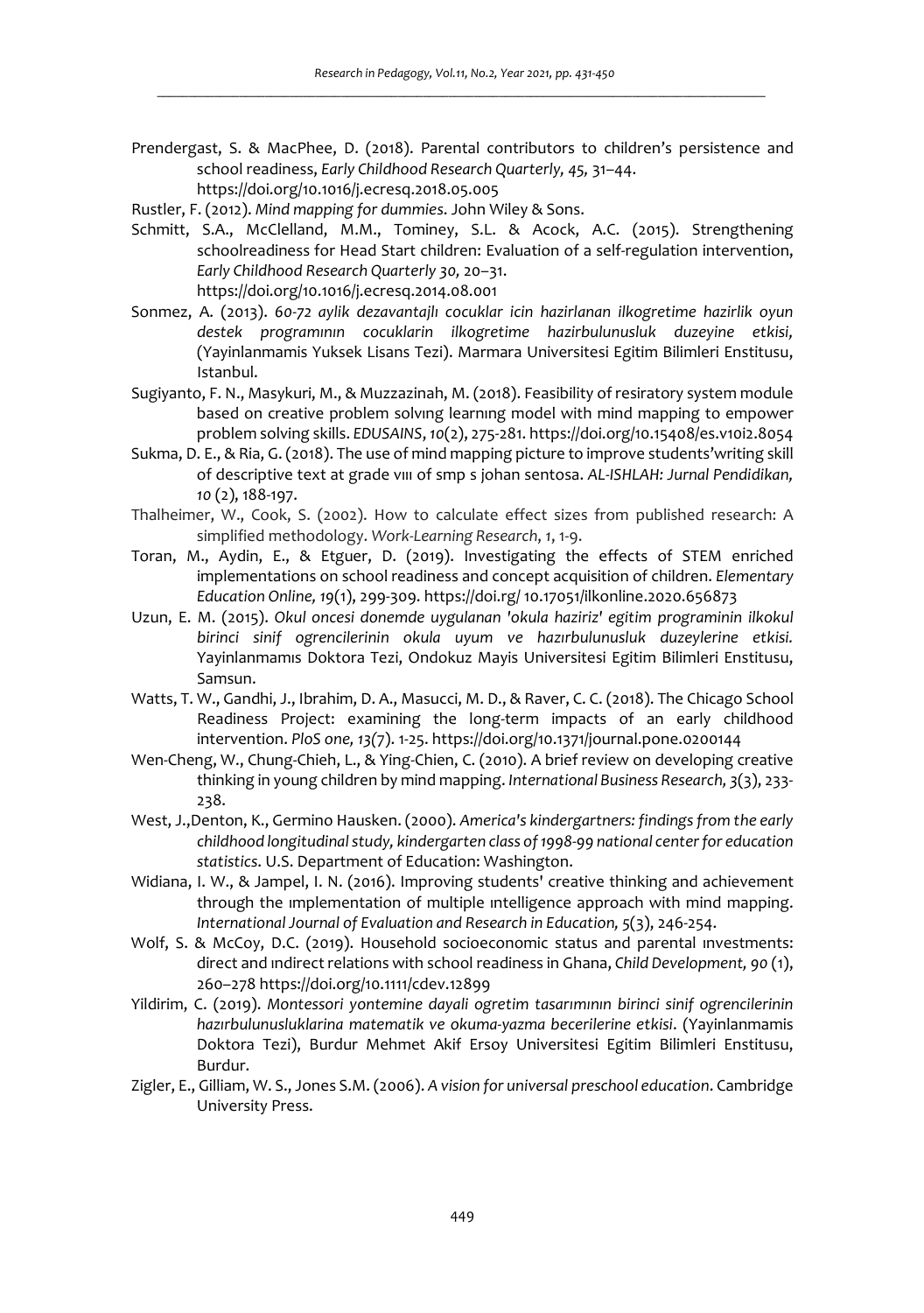Prendergast, S. & MacPhee, D. (2018). Parental contributors to children's persistence and school readiness, *Early Childhood Research Quarterly, 45,* 31–44. https://doi.org/10.1016/j.ecresq.2018.05.005

Rustler, F. (2012). *Mind mapping for dummies.* John Wiley & Sons.

Schmitt, S.A., McClelland, M.M., Tominey, S.L. & Acock, A.C. (2015). Strengthening schoolreadiness for Head Start children: Evaluation of a self-regulation intervention, *Early Childhood Research Quarterly 30,* 20–31. https://doi.org/10.1016/j.ecresq.2014.08.001

Sonmez, A. (2013). *60-72 aylik dezavantajlı cocuklar icin hazirlanan ilkogretime hazirlik oyun destek programının cocuklarin ilkogretime hazirbulunusluk duzeyine etkisi,* (Yayinlanmamis Yuksek Lisans Tezi). Marmara Universitesi Egitim Bilimleri Enstitusu, Istanbul.

Sugiyanto, F. N., Masykuri, M., & Muzzazinah, M. (2018). Feasibility of resiratory system module based on creative problem solvıng learnıng model with mind mapping to empower problem solving skills. *EDUSAINS*, *10*(2), 275-281. https://doi.org/10.15408/es.v10i2.8054

Sukma, D. E., & Ria, G. (2018). The use of mind mapping picture to improve students'writing skill of descriptive text at grade vııı of smp s johan sentosa. *AL-ISHLAH: Jurnal Pendidikan, 10* (2), 188-197.

Thalheimer, W., Cook, S. (2002). How to calculate effect sizes from published research: A simplified methodology. *Work-Learning Research*, *1*, 1-9.

Toran, M., Aydin, E., & Etguer, D. (2019). Investigating the effects of STEM enriched implementations on school readiness and concept acquisition of children. *Elementary Education Online, 19*(1), 299-309. https://doi.rg/ 10.17051/ilkonline.2020.656873

Uzun, E. M. (2015). *Okul oncesi donemde uygulanan 'okula haziriz' egitim programinin ilkokul birinci sinif ogrencilerinin okula uyum ve hazırbulunusluk duzeylerine etkisi.* Yayinlanmamıs Doktora Tezi, Ondokuz Mayis Universitesi Egitim Bilimleri Enstitusu, Samsun.

Watts, T. W., Gandhi, J., Ibrahim, D. A., Masucci, M. D., & Raver, C. C. (2018). The Chicago School Readiness Project: examining the long-term impacts of an early childhood intervention. *PloS one, 13*(7). 1-25. https://doi.org/10.1371/journal.pone.0200144

Wen-Cheng, W., Chung-Chieh, L., & Ying-Chien, C. (2010). A brief review on developing creative thinking in young children by mind mapping. *International Business Research, 3*(3), 233-238.

West, J.,Denton, K., Germino Hausken. (2000). *America's kindergartners: findings from the early childhood longitudinal study, kindergarten class of 1998-99 national center for education statistics*. U.S. Department of Education: Washington.

Widiana, I. W., & Jampel, I. N. (2016). Improving students' creative thinking and achievement through the ımplementation of multiple ıntelligence approach with mind mapping. *International Journal of Evaluation and Research in Education, 5*(3), 246-254.

Wolf, S. & McCoy, D.C. (2019). Household socioeconomic status and parental ınvestments: direct and ındirect relations with school readiness in Ghana, *Child Development, 90* (1), 260–278 https://doi.org/10.1111/cdev.12899

Yildirim, C. (2019). *Montessori yontemine dayali ogretim tasarımının birinci sinif ogrencilerinin hazırbulunusluklarina matematik ve okuma-yazma becerilerine etkisi*. (Yayinlanmamis Doktora Tezi), Burdur Mehmet Akif Ersoy Universitesi Egitim Bilimleri Enstitusu, Burdur.

Zigler, E., Gilliam, W. S., Jones S.M. (2006). *A vision for universal preschool education*. Cambridge University Press.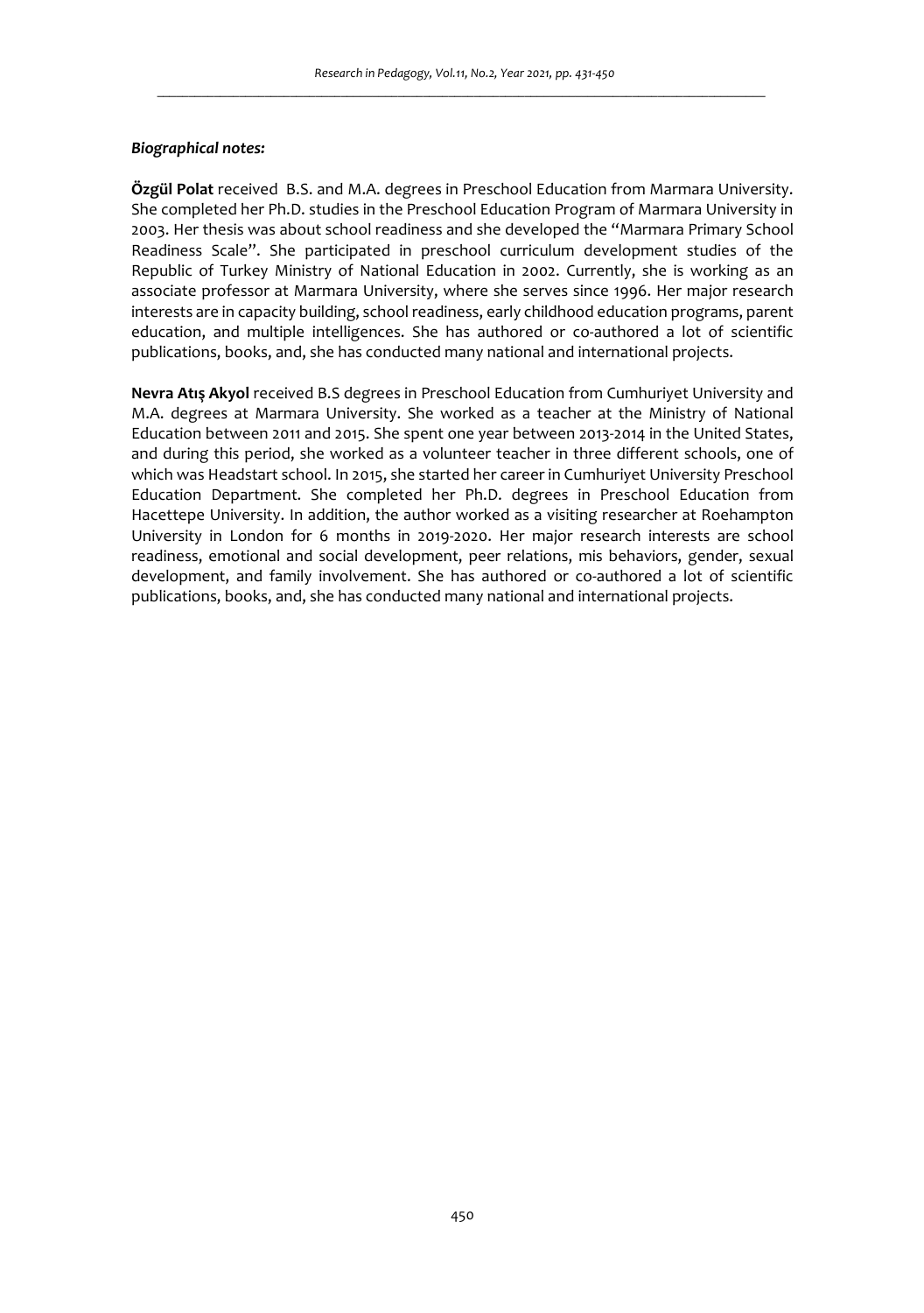***Biographical notes:***

**Özgül Polat** received B.S. and M.A. degrees in Preschool Education from Marmara University. She completed her Ph.D. studies in the Preschool Education Program of Marmara University in 2003. Her thesis was about school readiness and she developed the "Marmara Primary School Readiness Scale". She participated in preschool curriculum development studies of the Republic of Turkey Ministry of National Education in 2002. Currently, she is working as an associate professor at Marmara University, where she serves since 1996. Her major research interests are in capacity building, school readiness, early childhood education programs, parent education, and multiple intelligences. She has authored or co-authored a lot of scientific publications, books, and, she has conducted many national and international projects.

**Nevra Atış Akyol** received B.S degrees in Preschool Education from Cumhuriyet University and M.A. degrees at Marmara University. She worked as a teacher at the Ministry of National Education between 2011 and 2015. She spent one year between 2013-2014 in the United States, and during this period, she worked as a volunteer teacher in three different schools, one of which was Headstart school. In 2015, she started her career in Cumhuriyet University Preschool Education Department. She completed her Ph.D. degrees in Preschool Education from Hacettepe University. In addition, the author worked as a visiting researcher at Roehampton University in London for 6 months in 2019-2020. Her major research interests are school readiness, emotional and social development, peer relations, mis behaviors, gender, sexual development, and family involvement. She has authored or co-authored a lot of scientific publications, books, and, she has conducted many national and international projects.